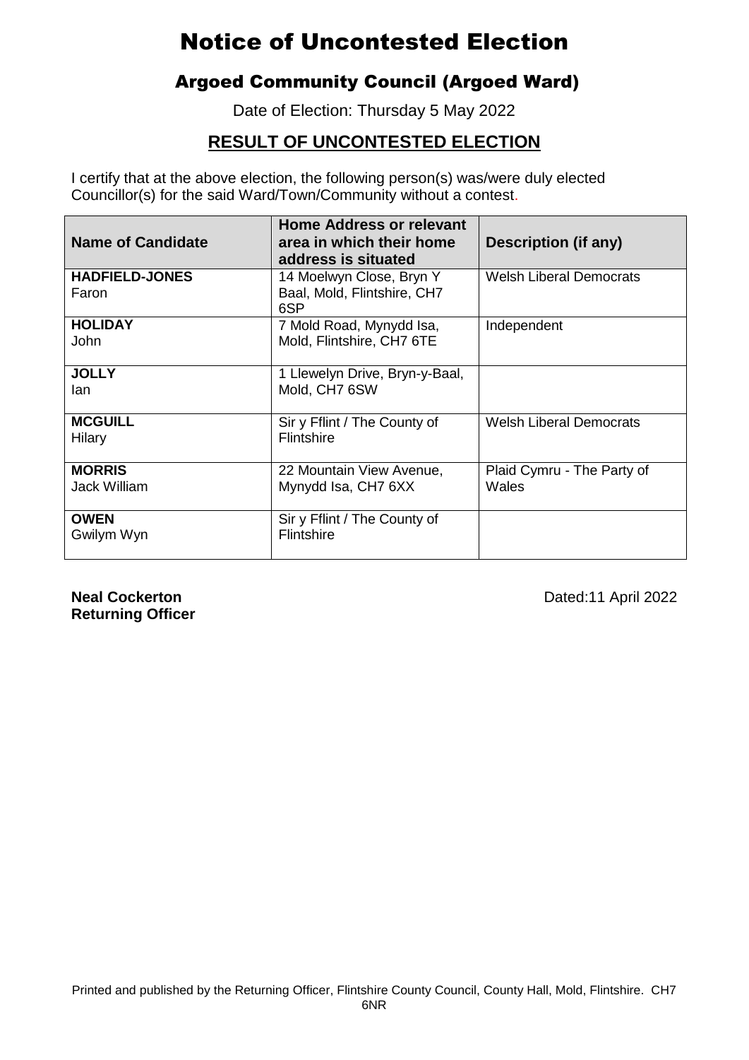# Notice of Uncontested Election

## Argoed Community Council (Argoed Ward)

Date of Election: Thursday 5 May 2022

## RESULT OF UNCONTESTED ELECTION

I certify that at the above election, the following person(s) was/were duly elected Councillor(s) for the said Ward/Town/Community without a contest.

| Name of Candidate | Home Address or relevant area in which their home address is situated | Description (if any) |
|---|---|---|
| **HADFIELD-JONES** Faron | 14 Moelwyn Close, Bryn Y Baal, Mold, Flintshire, CH7 6SP | Welsh Liberal Democrats |
| **HOLIDAY** John | 7 Mold Road, Mynydd Isa, Mold, Flintshire, CH7 6TE | Independent |
| **JOLLY** Ian | 1 Llewelyn Drive, Bryn-y-Baal, Mold, CH7 6SW | |
| **MCGUILL** Hilary | Sir y Fflint / The County of Flintshire | Welsh Liberal Democrats |
| **MORRIS** Jack William | 22 Mountain View Avenue, Mynydd Isa, CH7 6XX | Plaid Cymru - The Party of Wales |
| **OWEN** Gwilym Wyn | Sir y Fflint / The County of Flintshire | |

**Neal Cockerton**
**Returning Officer**

Dated:11 April 2022

Printed and published by the Returning Officer, Flintshire County Council, County Hall, Mold, Flintshire. CH7 6NR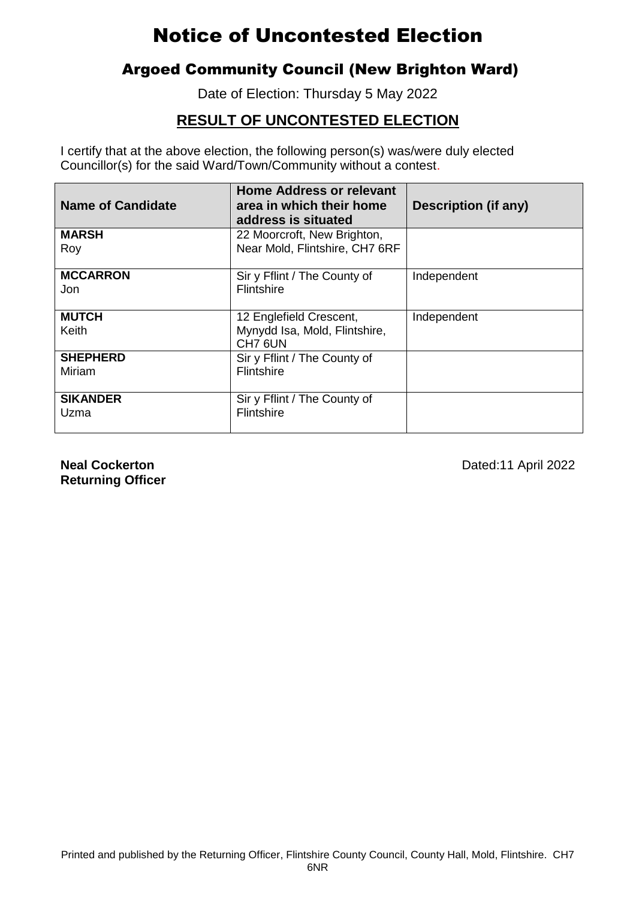# Notice of Uncontested Election

## Argoed Community Council (New Brighton Ward)

Date of Election: Thursday 5 May 2022

### RESULT OF UNCONTESTED ELECTION

I certify that at the above election, the following person(s) was/were duly elected Councillor(s) for the said Ward/Town/Community without a contest.

| Name of Candidate | Home Address or relevant area in which their home address is situated | Description (if any) |
|---|---|---|
| **MARSH** Roy | 22 Moorcroft, New Brighton, Near Mold, Flintshire, CH7 6RF | |
| **MCCARRON** Jon | Sir y Fflint / The County of Flintshire | Independent |
| **MUTCH** Keith | 12 Englefield Crescent, Mynydd Isa, Mold, Flintshire, CH7 6UN | Independent |
| **SHEPHERD** Miriam | Sir y Fflint / The County of Flintshire | |
| **SIKANDER** Uzma | Sir y Fflint / The County of Flintshire | |

**Neal Cockerton**
**Returning Officer**

Dated:11 April 2022

Printed and published by the Returning Officer, Flintshire County Council, County Hall, Mold, Flintshire. CH7 6NR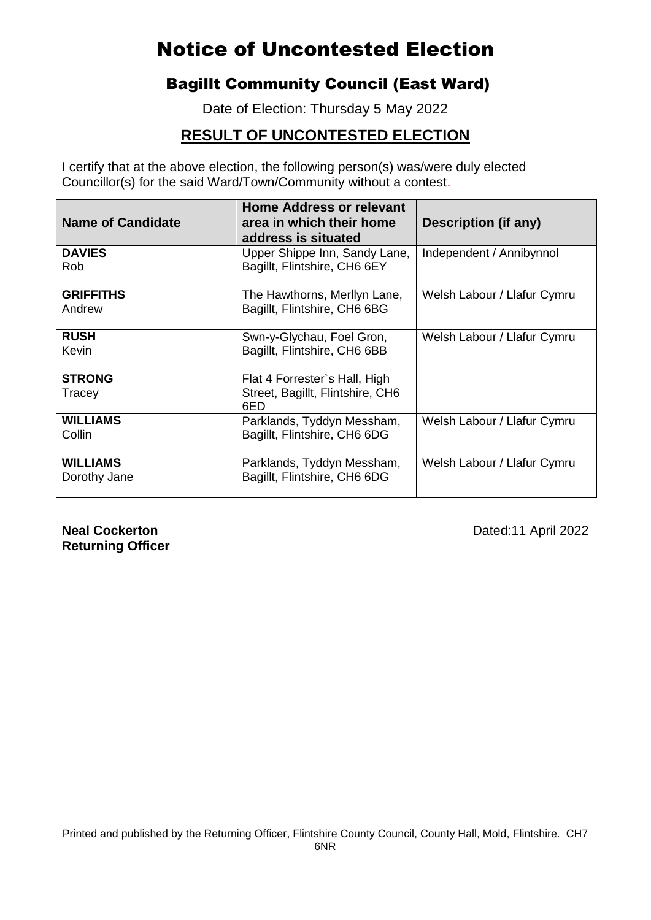# Notice of Uncontested Election

## Bagillt Community Council (East Ward)

Date of Election: Thursday 5 May 2022

### RESULT OF UNCONTESTED ELECTION

I certify that at the above election, the following person(s) was/were duly elected Councillor(s) for the said Ward/Town/Community without a contest.

| Name of Candidate | Home Address or relevant area in which their home address is situated | Description (if any) |
|---|---|---|
| **DAVIES** Rob | Upper Shippe Inn, Sandy Lane, Bagillt, Flintshire, CH6 6EY | Independent / Annibynnol |
| **GRIFFITHS** Andrew | The Hawthorns, Merllyn Lane, Bagillt, Flintshire, CH6 6BG | Welsh Labour / Llafur Cymru |
| **RUSH** Kevin | Swn-y-Glychau, Foel Gron, Bagillt, Flintshire, CH6 6BB | Welsh Labour / Llafur Cymru |
| **STRONG** Tracey | Flat 4 Forrester`s Hall, High Street, Bagillt, Flintshire, CH6 6ED | |
| **WILLIAMS** Collin | Parklands, Tyddyn Messham, Bagillt, Flintshire, CH6 6DG | Welsh Labour / Llafur Cymru |
| **WILLIAMS** Dorothy Jane | Parklands, Tyddyn Messham, Bagillt, Flintshire, CH6 6DG | Welsh Labour / Llafur Cymru |

**Neal Cockerton**
**Returning Officer**

Dated:11 April 2022

Printed and published by the Returning Officer, Flintshire County Council, County Hall, Mold, Flintshire. CH7 6NR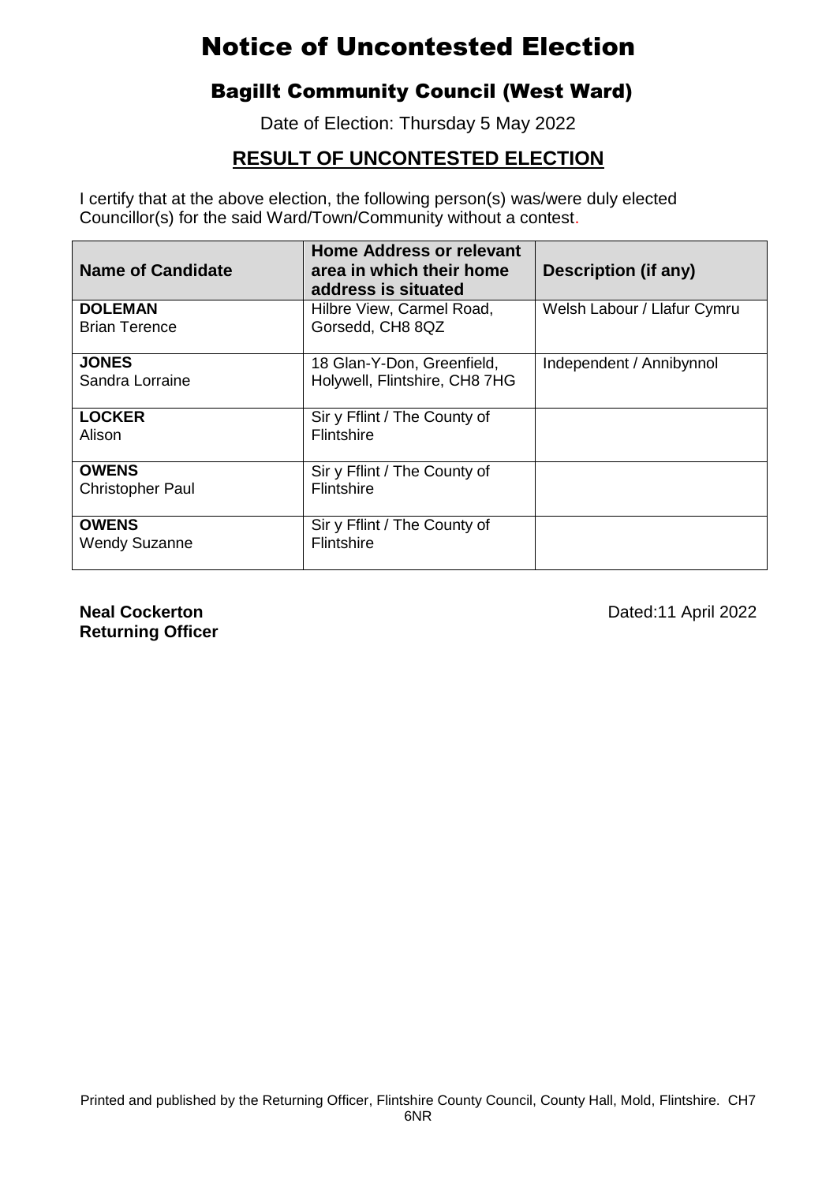# Notice of Uncontested Election

## Bagillt Community Council (West Ward)

Date of Election: Thursday 5 May 2022

### RESULT OF UNCONTESTED ELECTION

I certify that at the above election, the following person(s) was/were duly elected Councillor(s) for the said Ward/Town/Community without a contest.

| Name of Candidate | Home Address or relevant area in which their home address is situated | Description (if any) |
|---|---|---|
| **DOLEMAN**<br>Brian Terence | Hilbre View, Carmel Road, Gorsedd, CH8 8QZ | Welsh Labour / Llafur Cymru |
| **JONES**<br>Sandra Lorraine | 18 Glan-Y-Don, Greenfield, Holywell, Flintshire, CH8 7HG | Independent / Annibynnol |
| **LOCKER**<br>Alison | Sir y Fflint / The County of Flintshire | |
| **OWENS**<br>Christopher Paul | Sir y Fflint / The County of Flintshire | |
| **OWENS**<br>Wendy Suzanne | Sir y Fflint / The County of Flintshire | |

**Neal Cockerton**
**Returning Officer**

Dated:11 April 2022

Printed and published by the Returning Officer, Flintshire County Council, County Hall, Mold, Flintshire. CH7 6NR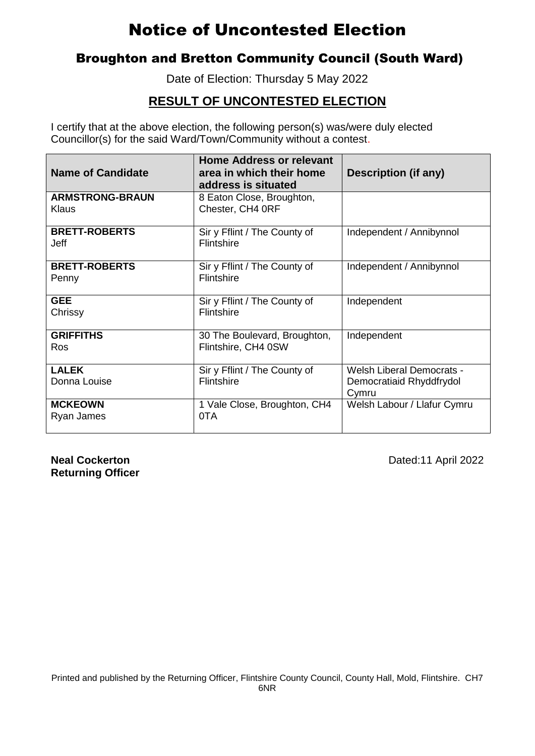# Notice of Uncontested Election

## Broughton and Bretton Community Council (South Ward)

Date of Election: Thursday 5 May 2022

## RESULT OF UNCONTESTED ELECTION

I certify that at the above election, the following person(s) was/were duly elected Councillor(s) for the said Ward/Town/Community without a contest.

| Name of Candidate | Home Address or relevant area in which their home address is situated | Description (if any) |
|---|---|---|
| **ARMSTRONG-BRAUN** Klaus | 8 Eaton Close, Broughton, Chester, CH4 0RF | |
| **BRETT-ROBERTS** Jeff | Sir y Fflint / The County of Flintshire | Independent / Annibynnol |
| **BRETT-ROBERTS** Penny | Sir y Fflint / The County of Flintshire | Independent / Annibynnol |
| **GEE** Chrissy | Sir y Fflint / The County of Flintshire | Independent |
| **GRIFFITHS** Ros | 30 The Boulevard, Broughton, Flintshire, CH4 0SW | Independent |
| **LALEK** Donna Louise | Sir y Fflint / The County of Flintshire | Welsh Liberal Democrats - Democratiaid Rhyddfrydol Cymru |
| **MCKEOWN** Ryan James | 1 Vale Close, Broughton, CH4 0TA | Welsh Labour / Llafur Cymru |

**Neal Cockerton**
**Returning Officer**

Dated:11 April 2022

Printed and published by the Returning Officer, Flintshire County Council, County Hall, Mold, Flintshire. CH7 6NR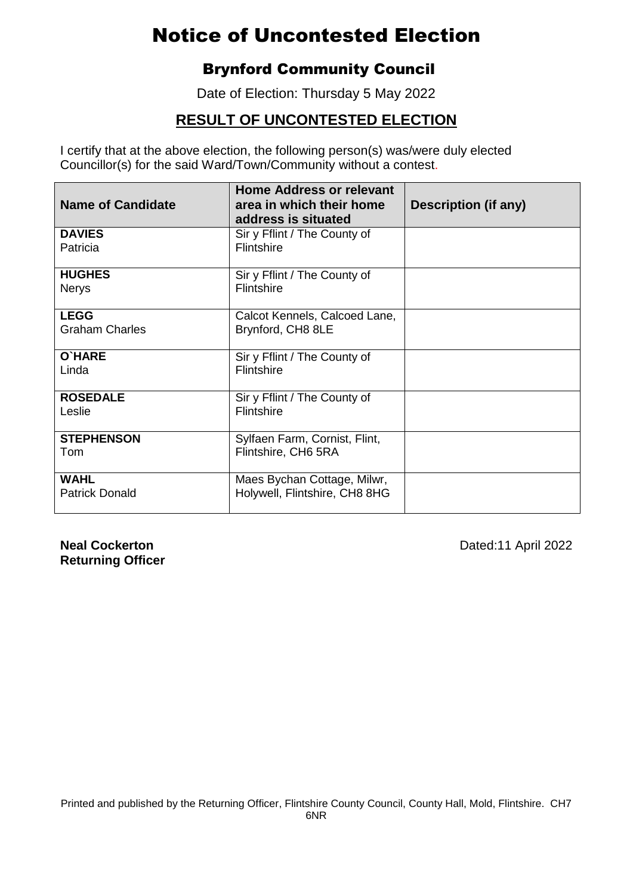# Notice of Uncontested Election

## Brynford Community Council

Date of Election: Thursday 5 May 2022

## RESULT OF UNCONTESTED ELECTION

I certify that at the above election, the following person(s) was/were duly elected Councillor(s) for the said Ward/Town/Community without a contest.

| Name of Candidate | Home Address or relevant area in which their home address is situated | Description (if any) |
|---|---|---|
| **DAVIES** Patricia | Sir y Fflint / The County of Flintshire | |
| **HUGHES** Nerys | Sir y Fflint / The County of Flintshire | |
| **LEGG** Graham Charles | Calcot Kennels, Calcoed Lane, Brynford, CH8 8LE | |
| **O`HARE** Linda | Sir y Fflint / The County of Flintshire | |
| **ROSEDALE** Leslie | Sir y Fflint / The County of Flintshire | |
| **STEPHENSON** Tom | Sylfaen Farm, Cornist, Flint, Flintshire, CH6 5RA | |
| **WAHL** Patrick Donald | Maes Bychan Cottage, Milwr, Holywell, Flintshire, CH8 8HG | |

**Neal Cockerton**
**Returning Officer**

Dated:11 April 2022

Printed and published by the Returning Officer, Flintshire County Council, County Hall, Mold, Flintshire. CH7 6NR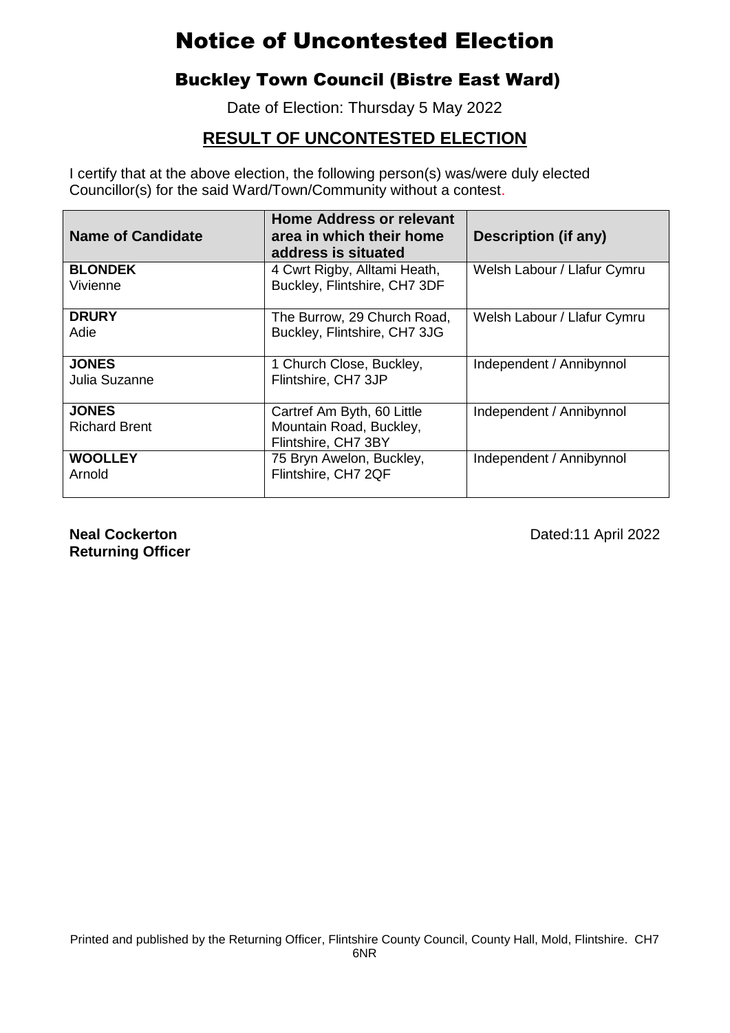# Notice of Uncontested Election

## Buckley Town Council (Bistre East Ward)

Date of Election: Thursday 5 May 2022

### RESULT OF UNCONTESTED ELECTION

I certify that at the above election, the following person(s) was/were duly elected Councillor(s) for the said Ward/Town/Community without a contest.

| Name of Candidate | Home Address or relevant area in which their home address is situated | Description (if any) |
|---|---|---|
| **BLONDEK** Vivienne | 4 Cwrt Rigby, Alltami Heath, Buckley, Flintshire, CH7 3DF | Welsh Labour / Llafur Cymru |
| **DRURY** Adie | The Burrow, 29 Church Road, Buckley, Flintshire, CH7 3JG | Welsh Labour / Llafur Cymru |
| **JONES** Julia Suzanne | 1 Church Close, Buckley, Flintshire, CH7 3JP | Independent / Annibynnol |
| **JONES** Richard Brent | Cartref Am Byth, 60 Little Mountain Road, Buckley, Flintshire, CH7 3BY | Independent / Annibynnol |
| **WOOLLEY** Arnold | 75 Bryn Awelon, Buckley, Flintshire, CH7 2QF | Independent / Annibynnol |

**Neal Cockerton**
**Returning Officer**

Dated:11 April 2022

Printed and published by the Returning Officer, Flintshire County Council, County Hall, Mold, Flintshire. CH7 6NR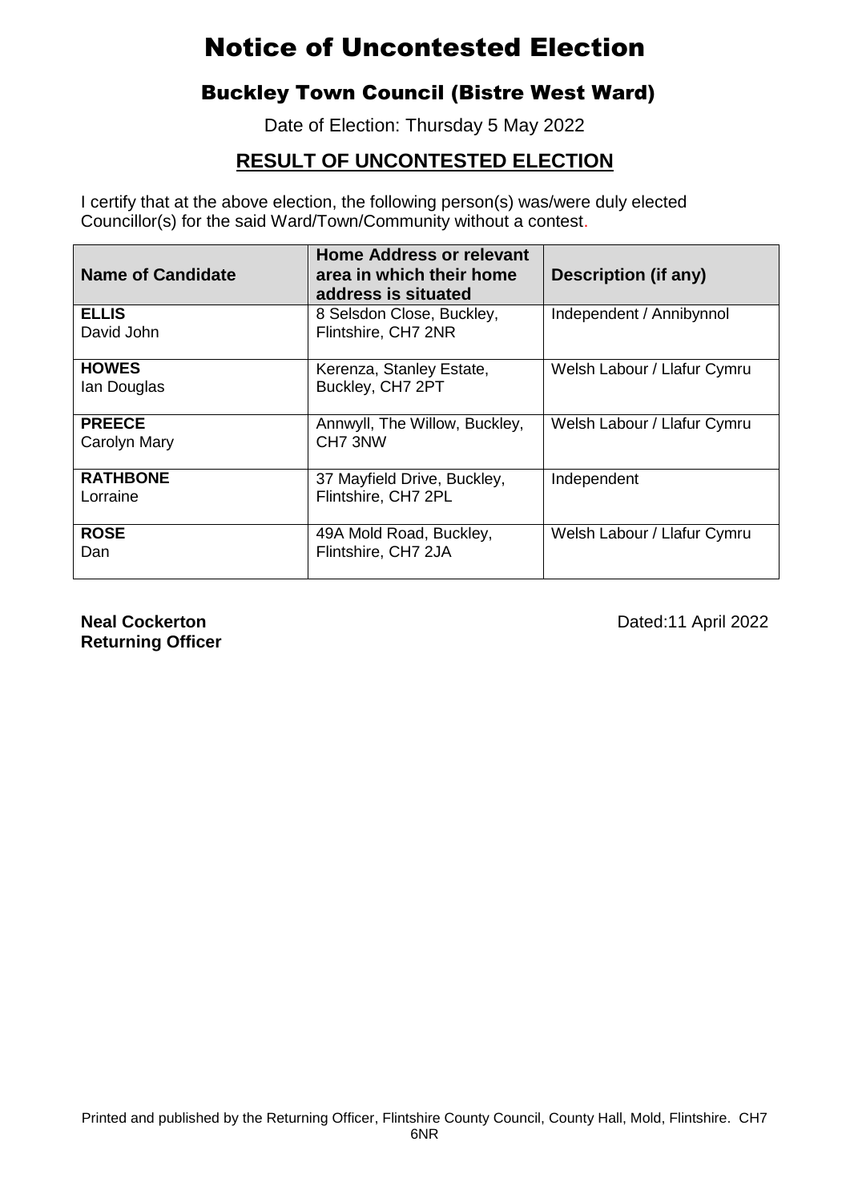# Notice of Uncontested Election

## Buckley Town Council (Bistre West Ward)

Date of Election: Thursday 5 May 2022

## RESULT OF UNCONTESTED ELECTION

I certify that at the above election, the following person(s) was/were duly elected Councillor(s) for the said Ward/Town/Community without a contest.

| Name of Candidate | Home Address or relevant area in which their home address is situated | Description (if any) |
|---|---|---|
| **ELLIS** David John | 8 Selsdon Close, Buckley, Flintshire, CH7 2NR | Independent / Annibynnol |
| **HOWES** Ian Douglas | Kerenza, Stanley Estate, Buckley, CH7 2PT | Welsh Labour / Llafur Cymru |
| **PREECE** Carolyn Mary | Annwyll, The Willow, Buckley, CH7 3NW | Welsh Labour / Llafur Cymru |
| **RATHBONE** Lorraine | 37 Mayfield Drive, Buckley, Flintshire, CH7 2PL | Independent |
| **ROSE** Dan | 49A Mold Road, Buckley, Flintshire, CH7 2JA | Welsh Labour / Llafur Cymru |

**Neal Cockerton**
**Returning Officer**

Dated:11 April 2022

Printed and published by the Returning Officer, Flintshire County Council, County Hall, Mold, Flintshire. CH7 6NR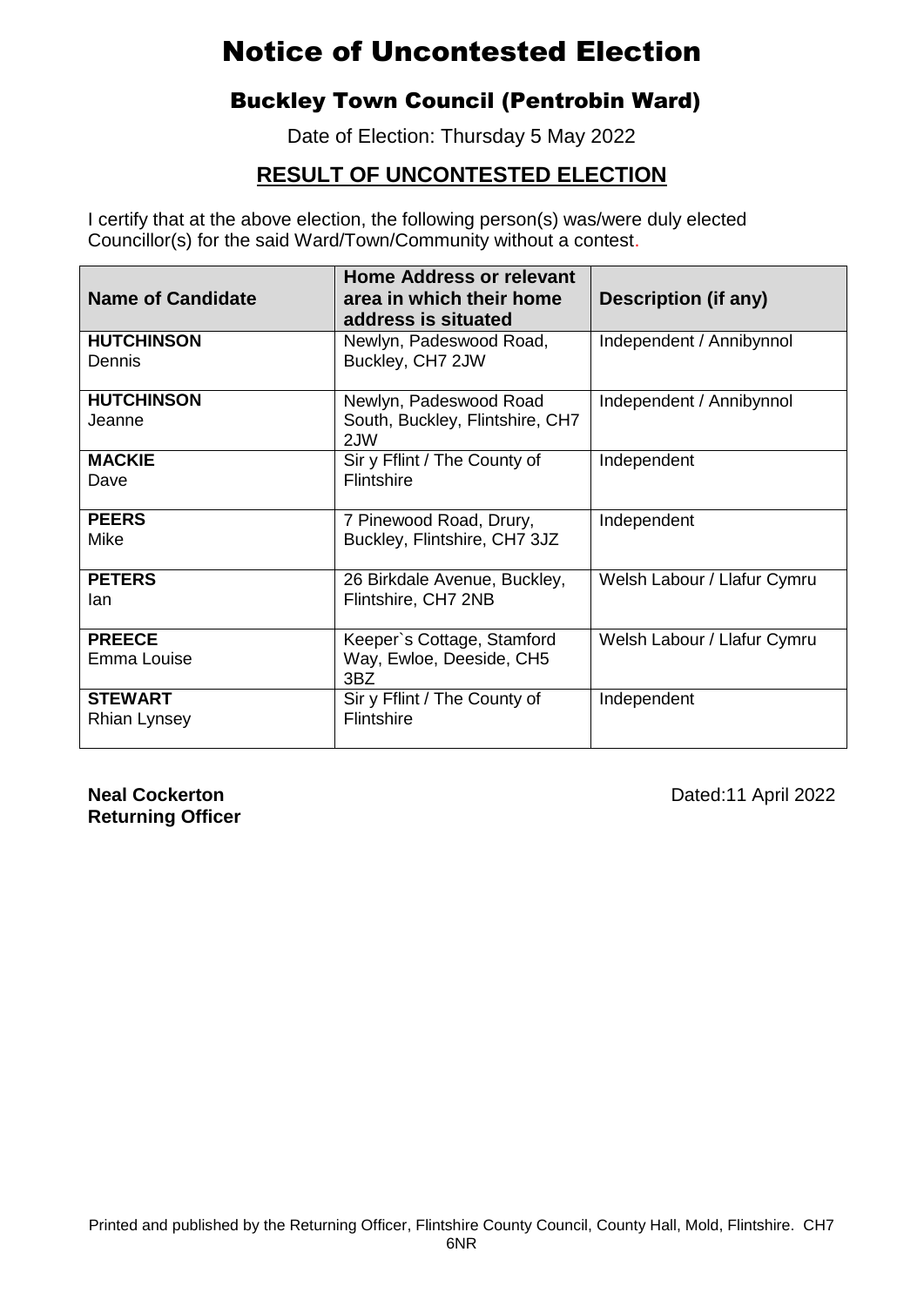# Notice of Uncontested Election

## Buckley Town Council (Pentrobin Ward)

Date of Election: Thursday 5 May 2022

### RESULT OF UNCONTESTED ELECTION

I certify that at the above election, the following person(s) was/were duly elected Councillor(s) for the said Ward/Town/Community without a contest.

| Name of Candidate | Home Address or relevant area in which their home address is situated | Description (if any) |
|---|---|---|
| **HUTCHINSON** Dennis | Newlyn, Padeswood Road, Buckley, CH7 2JW | Independent / Annibynnol |
| **HUTCHINSON** Jeanne | Newlyn, Padeswood Road South, Buckley, Flintshire, CH7 2JW | Independent / Annibynnol |
| **MACKIE** Dave | Sir y Fflint / The County of Flintshire | Independent |
| **PEERS** Mike | 7 Pinewood Road, Drury, Buckley, Flintshire, CH7 3JZ | Independent |
| **PETERS** Ian | 26 Birkdale Avenue, Buckley, Flintshire, CH7 2NB | Welsh Labour / Llafur Cymru |
| **PREECE** Emma Louise | Keeper`s Cottage, Stamford Way, Ewloe, Deeside, CH5 3BZ | Welsh Labour / Llafur Cymru |
| **STEWART** Rhian Lynsey | Sir y Fflint / The County of Flintshire | Independent |

**Neal Cockerton**
**Returning Officer**

Dated:11 April 2022

Printed and published by the Returning Officer, Flintshire County Council, County Hall, Mold, Flintshire. CH7 6NR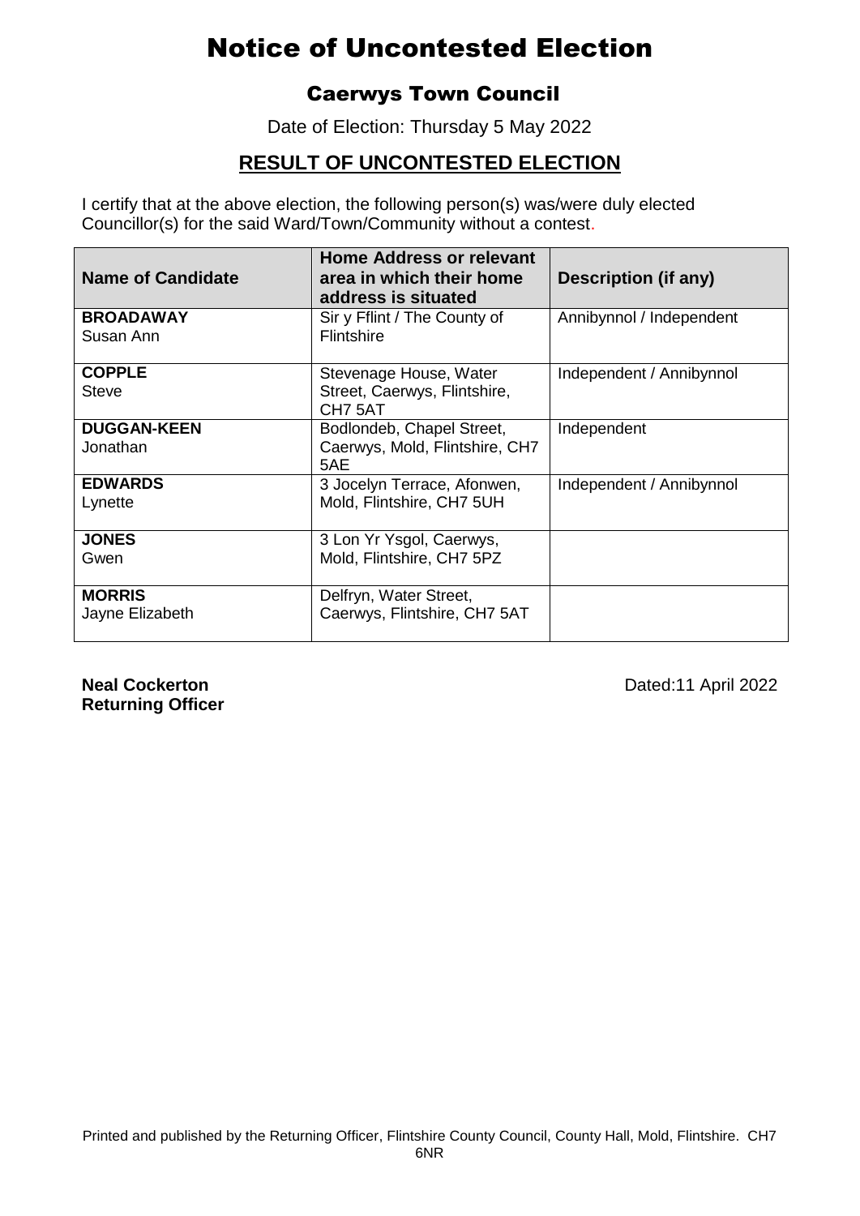# Notice of Uncontested Election

## Caerwys Town Council

Date of Election: Thursday 5 May 2022

## RESULT OF UNCONTESTED ELECTION

I certify that at the above election, the following person(s) was/were duly elected Councillor(s) for the said Ward/Town/Community without a contest.

| Name of Candidate | Home Address or relevant area in which their home address is situated | Description (if any) |
|---|---|---|
| **BROADAWAY** Susan Ann | Sir y Fflint / The County of Flintshire | Annibynnol / Independent |
| **COPPLE** Steve | Stevenage House, Water Street, Caerwys, Flintshire, CH7 5AT | Independent / Annibynnol |
| **DUGGAN-KEEN** Jonathan | Bodlondeb, Chapel Street, Caerwys, Mold, Flintshire, CH7 5AE | Independent |
| **EDWARDS** Lynette | 3 Jocelyn Terrace, Afonwen, Mold, Flintshire, CH7 5UH | Independent / Annibynnol |
| **JONES** Gwen | 3 Lon Yr Ysgol, Caerwys, Mold, Flintshire, CH7 5PZ | |
| **MORRIS** Jayne Elizabeth | Delfryn, Water Street, Caerwys, Flintshire, CH7 5AT | |

**Neal Cockerton**
**Returning Officer**

Dated:11 April 2022

Printed and published by the Returning Officer, Flintshire County Council, County Hall, Mold, Flintshire. CH7 6NR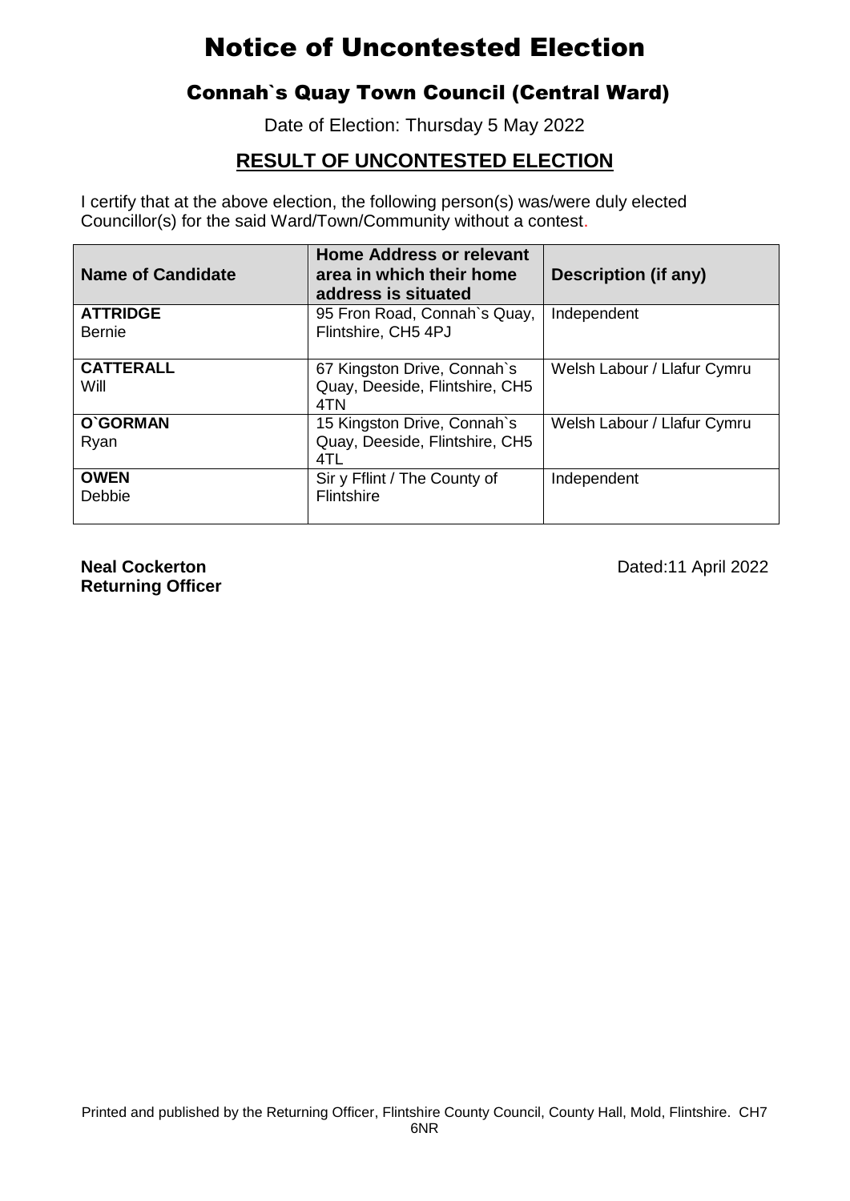# Notice of Uncontested Election

## Connah`s Quay Town Council (Central Ward)

Date of Election: Thursday 5 May 2022

## RESULT OF UNCONTESTED ELECTION

I certify that at the above election, the following person(s) was/were duly elected Councillor(s) for the said Ward/Town/Community without a contest.

| Name of Candidate | Home Address or relevant area in which their home address is situated | Description (if any) |
|---|---|---|
| **ATTRIDGE** Bernie | 95 Fron Road, Connah`s Quay, Flintshire, CH5 4PJ | Independent |
| **CATTERALL** Will | 67 Kingston Drive, Connah`s Quay, Deeside, Flintshire, CH5 4TN | Welsh Labour / Llafur Cymru |
| **O`GORMAN** Ryan | 15 Kingston Drive, Connah`s Quay, Deeside, Flintshire, CH5 4TL | Welsh Labour / Llafur Cymru |
| **OWEN** Debbie | Sir y Fflint / The County of Flintshire | Independent |

**Neal Cockerton**
**Returning Officer**

Dated:11 April 2022

Printed and published by the Returning Officer, Flintshire County Council, County Hall, Mold, Flintshire. CH7 6NR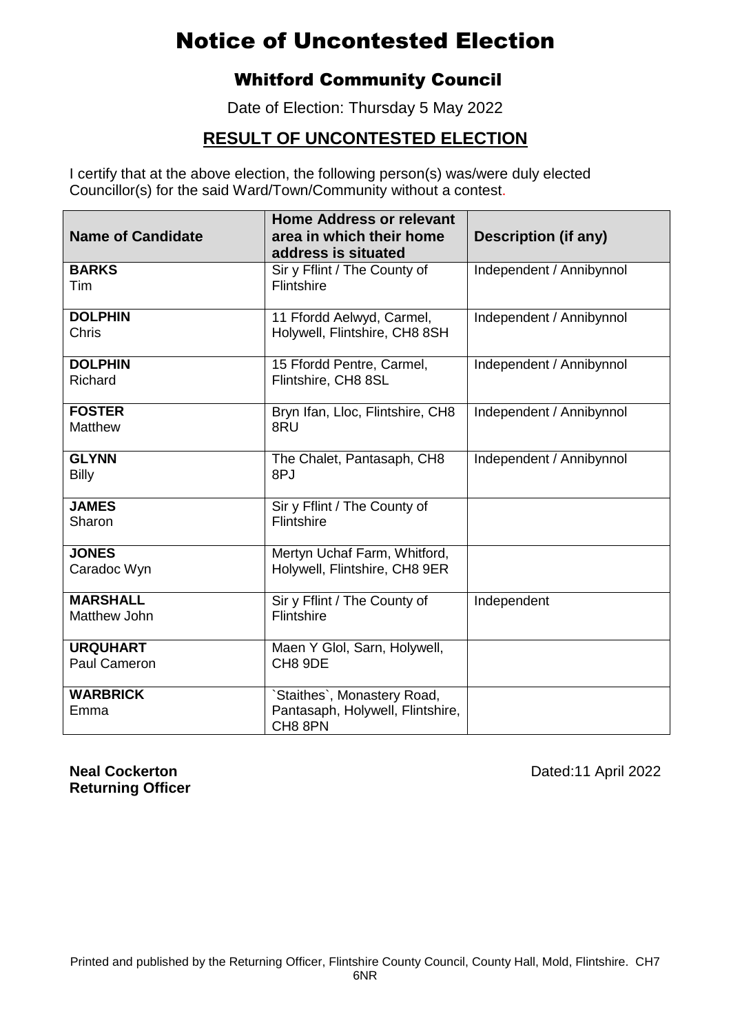# Notice of Uncontested Election

## Whitford Community Council

Date of Election: Thursday 5 May 2022

## RESULT OF UNCONTESTED ELECTION

I certify that at the above election, the following person(s) was/were duly elected Councillor(s) for the said Ward/Town/Community without a contest.

| Name of Candidate | Home Address or relevant area in which their home address is situated | Description (if any) |
|---|---|---|
| **BARKS** Tim | Sir y Fflint / The County of Flintshire | Independent / Annibynnol |
| **DOLPHIN** Chris | 11 Ffordd Aelwyd, Carmel, Holywell, Flintshire, CH8 8SH | Independent / Annibynnol |
| **DOLPHIN** Richard | 15 Ffordd Pentre, Carmel, Flintshire, CH8 8SL | Independent / Annibynnol |
| **FOSTER** Matthew | Bryn Ifan, Lloc, Flintshire, CH8 8RU | Independent / Annibynnol |
| **GLYNN** Billy | The Chalet, Pantasaph, CH8 8PJ | Independent / Annibynnol |
| **JAMES** Sharon | Sir y Fflint / The County of Flintshire | |
| **JONES** Caradoc Wyn | Mertyn Uchaf Farm, Whitford, Holywell, Flintshire, CH8 9ER | |
| **MARSHALL** Matthew John | Sir y Fflint / The County of Flintshire | Independent |
| **URQUHART** Paul Cameron | Maen Y Glol, Sarn, Holywell, CH8 9DE | |
| **WARBRICK** Emma | \`Staithes\`, Monastery Road, Pantasaph, Holywell, Flintshire, CH8 8PN | |

**Neal Cockerton**
**Returning Officer**

Dated:11 April 2022

Printed and published by the Returning Officer, Flintshire County Council, County Hall, Mold, Flintshire. CH7 6NR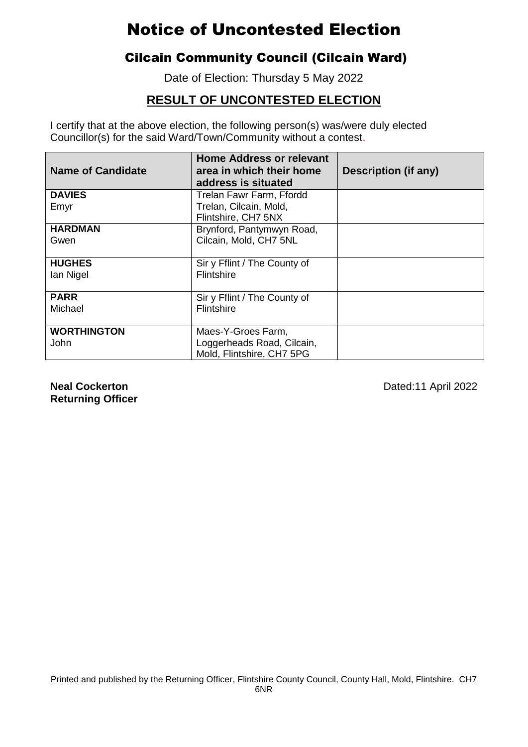# Notice of Uncontested Election

## Cilcain Community Council (Cilcain Ward)

Date of Election: Thursday 5 May 2022

### RESULT OF UNCONTESTED ELECTION

I certify that at the above election, the following person(s) was/were duly elected Councillor(s) for the said Ward/Town/Community without a contest.

| Name of Candidate | Home Address or relevant area in which their home address is situated | Description (if any) |
|---|---|---|
| **DAVIES** Emyr | Trelan Fawr Farm, Ffordd Trelan, Cilcain, Mold, Flintshire, CH7 5NX | |
| **HARDMAN** Gwen | Brynford, Pantymwyn Road, Cilcain, Mold, CH7 5NL | |
| **HUGHES** Ian Nigel | Sir y Fflint / The County of Flintshire | |
| **PARR** Michael | Sir y Fflint / The County of Flintshire | |
| **WORTHINGTON** John | Maes-Y-Groes Farm, Loggerheads Road, Cilcain, Mold, Flintshire, CH7 5PG | |

**Neal Cockerton**
**Returning Officer**

Dated:11 April 2022

Printed and published by the Returning Officer, Flintshire County Council, County Hall, Mold, Flintshire. CH7 6NR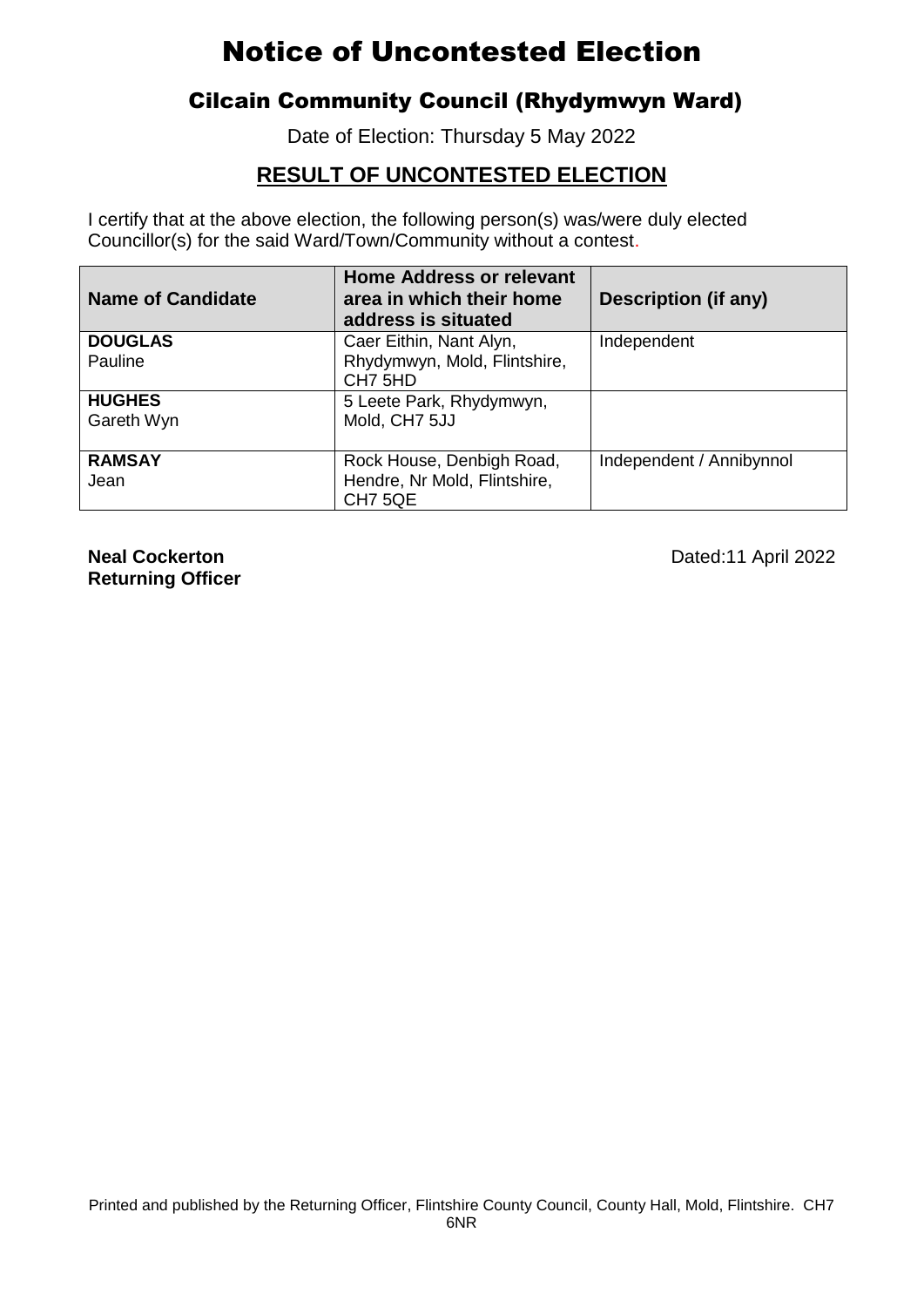# Notice of Uncontested Election

## Cilcain Community Council (Rhydymwyn Ward)

Date of Election: Thursday 5 May 2022

## RESULT OF UNCONTESTED ELECTION

I certify that at the above election, the following person(s) was/were duly elected Councillor(s) for the said Ward/Town/Community without a contest.

| Name of Candidate | Home Address or relevant area in which their home address is situated | Description (if any) |
|---|---|---|
| **DOUGLAS** Pauline | Caer Eithin, Nant Alyn, Rhydymwyn, Mold, Flintshire, CH7 5HD | Independent |
| **HUGHES** Gareth Wyn | 5 Leete Park, Rhydymwyn, Mold, CH7 5JJ | |
| **RAMSAY** Jean | Rock House, Denbigh Road, Hendre, Nr Mold, Flintshire, CH7 5QE | Independent / Annibynnol |

**Neal Cockerton**
**Returning Officer**

Dated:11 April 2022

Printed and published by the Returning Officer, Flintshire County Council, County Hall, Mold, Flintshire. CH7 6NR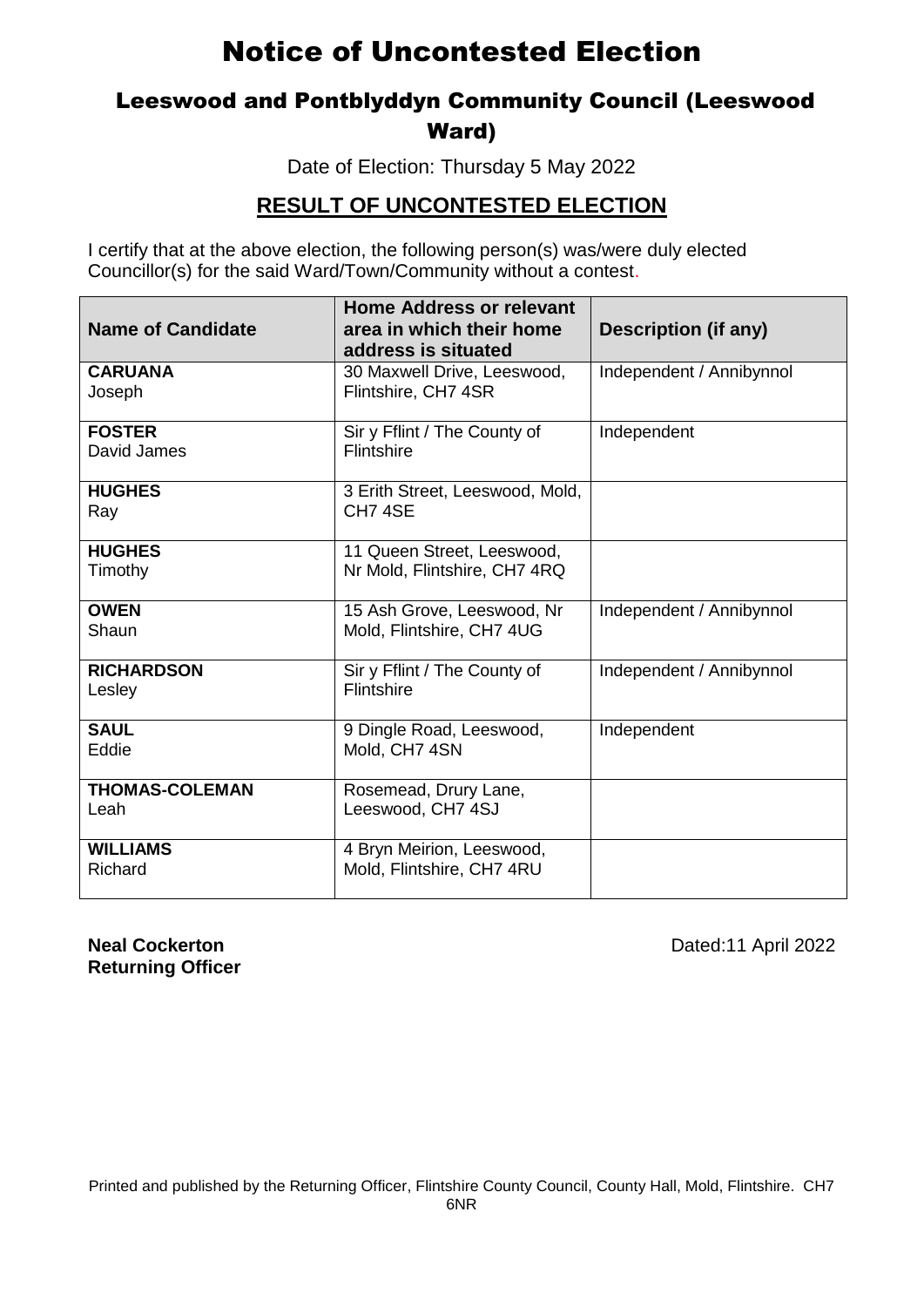# Notice of Uncontested Election

## Leeswood and Pontblyddyn Community Council (Leeswood Ward)

Date of Election: Thursday 5 May 2022

## RESULT OF UNCONTESTED ELECTION

I certify that at the above election, the following person(s) was/were duly elected Councillor(s) for the said Ward/Town/Community without a contest.

| Name of Candidate | Home Address or relevant area in which their home address is situated | Description (if any) |
|---|---|---|
| **CARUANA** Joseph | 30 Maxwell Drive, Leeswood, Flintshire, CH7 4SR | Independent / Annibynnol |
| **FOSTER** David James | Sir y Fflint / The County of Flintshire | Independent |
| **HUGHES** Ray | 3 Erith Street, Leeswood, Mold, CH7 4SE | |
| **HUGHES** Timothy | 11 Queen Street, Leeswood, Nr Mold, Flintshire, CH7 4RQ | |
| **OWEN** Shaun | 15 Ash Grove, Leeswood, Nr Mold, Flintshire, CH7 4UG | Independent / Annibynnol |
| **RICHARDSON** Lesley | Sir y Fflint / The County of Flintshire | Independent / Annibynnol |
| **SAUL** Eddie | 9 Dingle Road, Leeswood, Mold, CH7 4SN | Independent |
| **THOMAS-COLEMAN** Leah | Rosemead, Drury Lane, Leeswood, CH7 4SJ | |
| **WILLIAMS** Richard | 4 Bryn Meirion, Leeswood, Mold, Flintshire, CH7 4RU | |

**Neal Cockerton**
**Returning Officer**

Dated:11 April 2022

Printed and published by the Returning Officer, Flintshire County Council, County Hall, Mold, Flintshire. CH7 6NR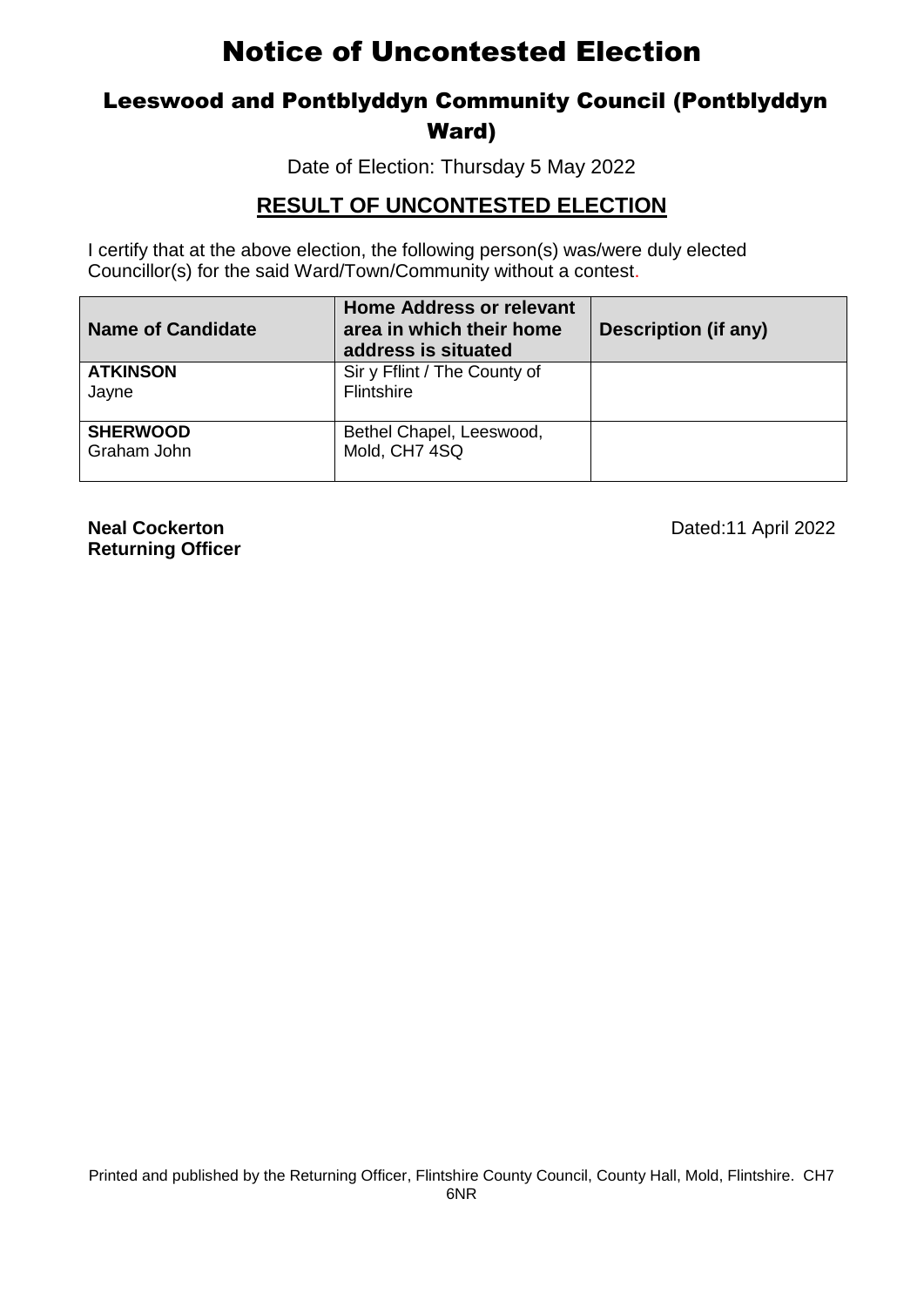# Notice of Uncontested Election

## Leeswood and Pontblyddyn Community Council (Pontblyddyn Ward)

Date of Election: Thursday 5 May 2022

### RESULT OF UNCONTESTED ELECTION

I certify that at the above election, the following person(s) was/were duly elected Councillor(s) for the said Ward/Town/Community without a contest.

| Name of Candidate | Home Address or relevant area in which their home address is situated | Description (if any) |
|---|---|---|
| **ATKINSON** Jayne | Sir y Fflint / The County of Flintshire | |
| **SHERWOOD** Graham John | Bethel Chapel, Leeswood, Mold, CH7 4SQ | |

**Neal Cockerton**
**Returning Officer**

Dated:11 April 2022

Printed and published by the Returning Officer, Flintshire County Council, County Hall, Mold, Flintshire. CH7 6NR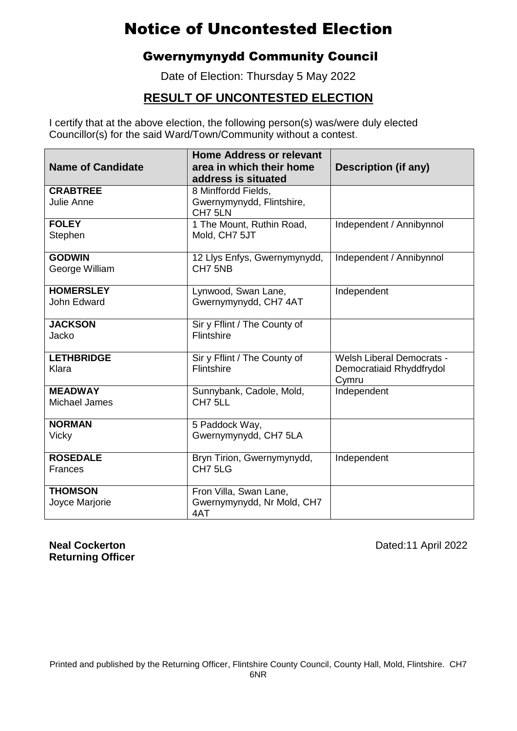# Notice of Uncontested Election

## Gwernymynydd Community Council

Date of Election: Thursday 5 May 2022

## RESULT OF UNCONTESTED ELECTION

I certify that at the above election, the following person(s) was/were duly elected Councillor(s) for the said Ward/Town/Community without a contest.

| Name of Candidate | Home Address or relevant area in which their home address is situated | Description (if any) |
|---|---|---|
| **CRABTREE** Julie Anne | 8 Minffordd Fields, Gwernymynydd, Flintshire, CH7 5LN | |
| **FOLEY** Stephen | 1 The Mount, Ruthin Road, Mold, CH7 5JT | Independent / Annibynnol |
| **GODWIN** George William | 12 Llys Enfys, Gwernymynydd, CH7 5NB | Independent / Annibynnol |
| **HOMERSLEY** John Edward | Lynwood, Swan Lane, Gwernymynydd, CH7 4AT | Independent |
| **JACKSON** Jacko | Sir y Fflint / The County of Flintshire | |
| **LETHBRIDGE** Klara | Sir y Fflint / The County of Flintshire | Welsh Liberal Democrats - Democratiaid Rhyddfrydol Cymru |
| **MEADWAY** Michael James | Sunnybank, Cadole, Mold, CH7 5LL | Independent |
| **NORMAN** Vicky | 5 Paddock Way, Gwernymynydd, CH7 5LA | |
| **ROSEDALE** Frances | Bryn Tirion, Gwernymynydd, CH7 5LG | Independent |
| **THOMSON** Joyce Marjorie | Fron Villa, Swan Lane, Gwernymynydd, Nr Mold, CH7 4AT | |

**Neal Cockerton**
**Returning Officer**

Dated:11 April 2022

Printed and published by the Returning Officer, Flintshire County Council, County Hall, Mold, Flintshire. CH7 6NR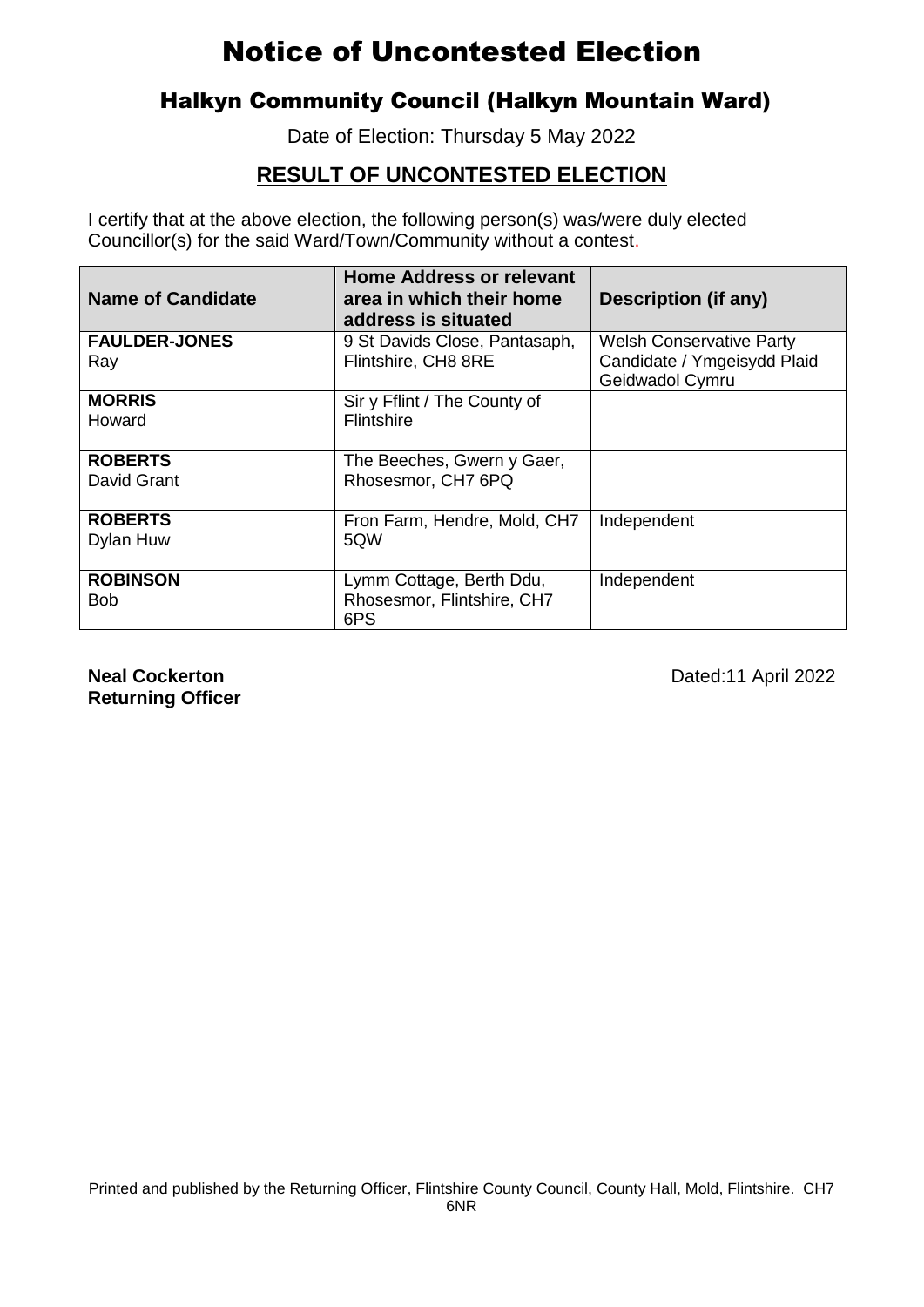# Notice of Uncontested Election

## Halkyn Community Council (Halkyn Mountain Ward)

Date of Election: Thursday 5 May 2022

## RESULT OF UNCONTESTED ELECTION

I certify that at the above election, the following person(s) was/were duly elected Councillor(s) for the said Ward/Town/Community without a contest.

| Name of Candidate | Home Address or relevant area in which their home address is situated | Description (if any) |
|---|---|---|
| **FAULDER-JONES** Ray | 9 St Davids Close, Pantasaph, Flintshire, CH8 8RE | Welsh Conservative Party Candidate / Ymgeisydd Plaid Geidwadol Cymru |
| **MORRIS** Howard | Sir y Fflint / The County of Flintshire | |
| **ROBERTS** David Grant | The Beeches, Gwern y Gaer, Rhosesmor, CH7 6PQ | |
| **ROBERTS** Dylan Huw | Fron Farm, Hendre, Mold, CH7 5QW | Independent |
| **ROBINSON** Bob | Lymm Cottage, Berth Ddu, Rhosesmor, Flintshire, CH7 6PS | Independent |

**Neal Cockerton**
**Returning Officer**

Dated:11 April 2022

Printed and published by the Returning Officer, Flintshire County Council, County Hall, Mold, Flintshire. CH7 6NR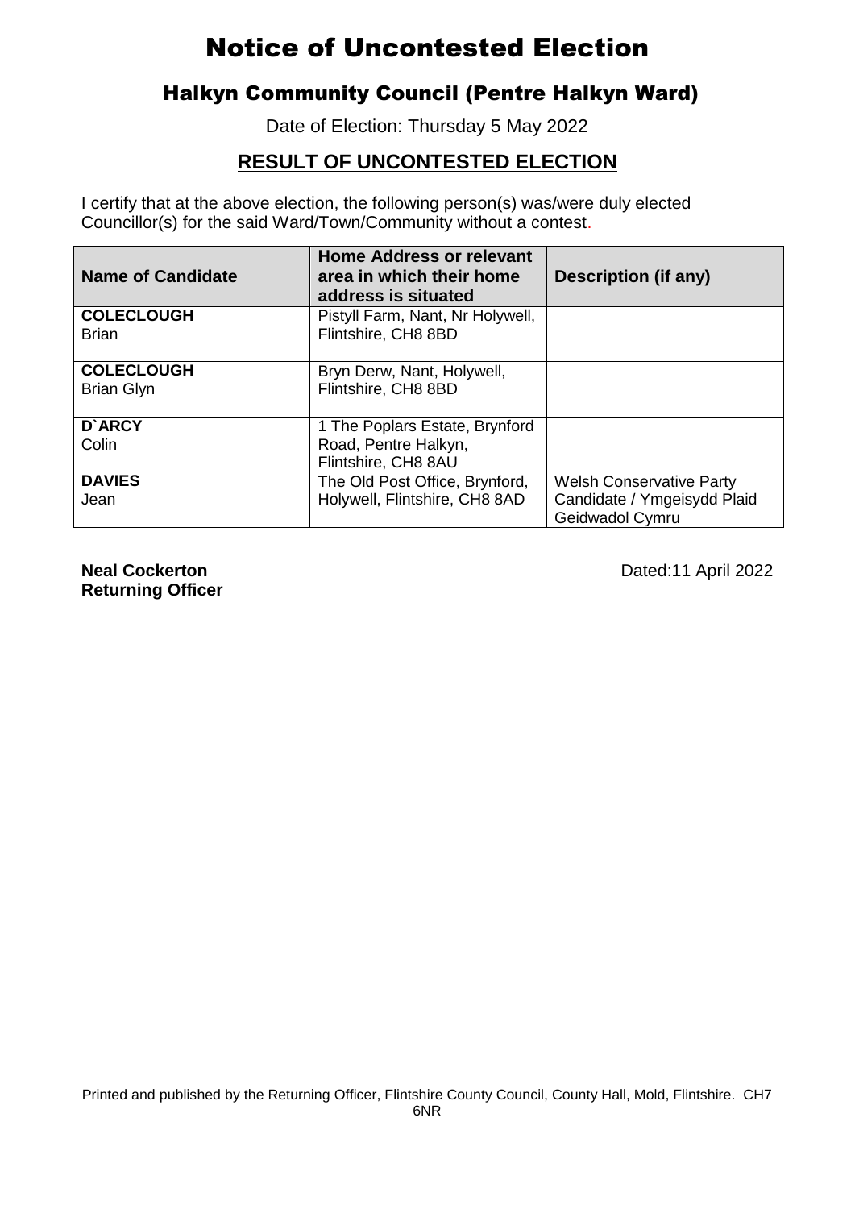# Notice of Uncontested Election

## Halkyn Community Council (Pentre Halkyn Ward)

Date of Election: Thursday 5 May 2022

## RESULT OF UNCONTESTED ELECTION

I certify that at the above election, the following person(s) was/were duly elected Councillor(s) for the said Ward/Town/Community without a contest.

| Name of Candidate | Home Address or relevant area in which their home address is situated | Description (if any) |
|---|---|---|
| **COLECLOUGH** Brian | Pistyll Farm, Nant, Nr Holywell, Flintshire, CH8 8BD | |
| **COLECLOUGH** Brian Glyn | Bryn Derw, Nant, Holywell, Flintshire, CH8 8BD | |
| **D`ARCY** Colin | 1 The Poplars Estate, Brynford Road, Pentre Halkyn, Flintshire, CH8 8AU | |
| **DAVIES** Jean | The Old Post Office, Brynford, Holywell, Flintshire, CH8 8AD | Welsh Conservative Party Candidate / Ymgeisydd Plaid Geidwadol Cymru |

**Neal Cockerton**
**Returning Officer**

Dated:11 April 2022

Printed and published by the Returning Officer, Flintshire County Council, County Hall, Mold, Flintshire. CH7 6NR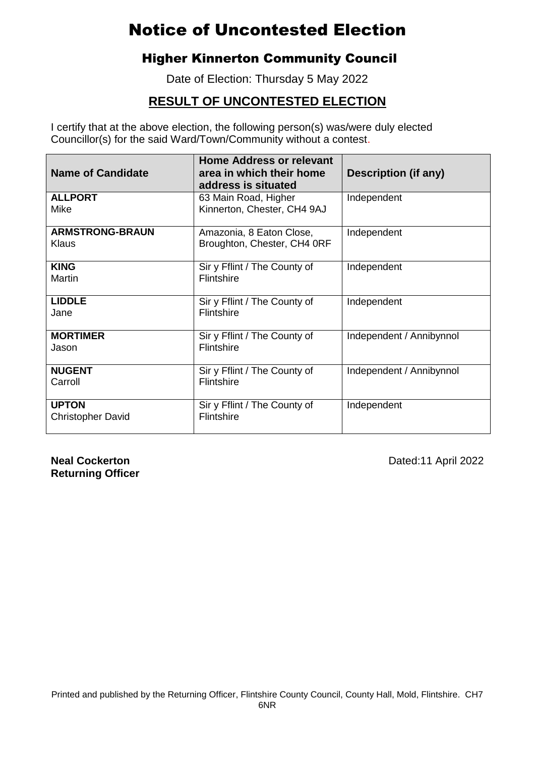# Notice of Uncontested Election

## Higher Kinnerton Community Council

Date of Election: Thursday 5 May 2022

## RESULT OF UNCONTESTED ELECTION

I certify that at the above election, the following person(s) was/were duly elected Councillor(s) for the said Ward/Town/Community without a contest.

| Name of Candidate | Home Address or relevant area in which their home address is situated | Description (if any) |
|---|---|---|
| **ALLPORT** Mike | 63 Main Road, Higher Kinnerton, Chester, CH4 9AJ | Independent |
| **ARMSTRONG-BRAUN** Klaus | Amazonia, 8 Eaton Close, Broughton, Chester, CH4 0RF | Independent |
| **KING** Martin | Sir y Fflint / The County of Flintshire | Independent |
| **LIDDLE** Jane | Sir y Fflint / The County of Flintshire | Independent |
| **MORTIMER** Jason | Sir y Fflint / The County of Flintshire | Independent / Annibynnol |
| **NUGENT** Carroll | Sir y Fflint / The County of Flintshire | Independent / Annibynnol |
| **UPTON** Christopher David | Sir y Fflint / The County of Flintshire | Independent |

**Neal Cockerton**
**Returning Officer**

Dated:11 April 2022

Printed and published by the Returning Officer, Flintshire County Council, County Hall, Mold, Flintshire. CH7 6NR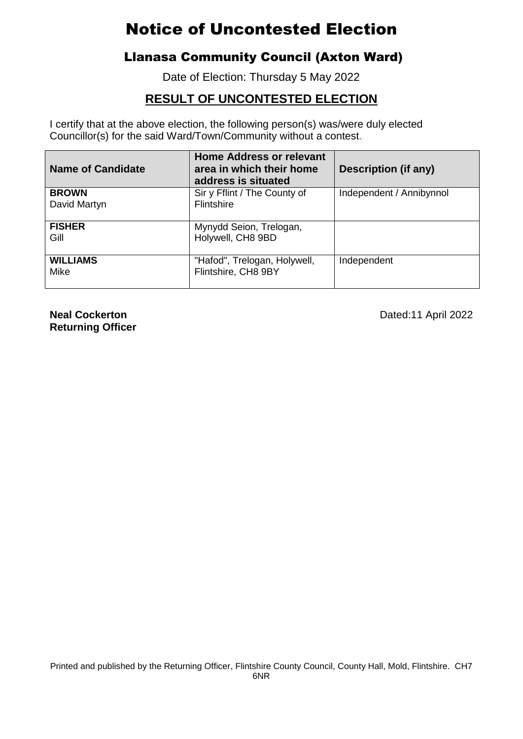# Notice of Uncontested Election

## Llanasa Community Council (Axton Ward)

Date of Election: Thursday 5 May 2022

### RESULT OF UNCONTESTED ELECTION

I certify that at the above election, the following person(s) was/were duly elected Councillor(s) for the said Ward/Town/Community without a contest.

| Name of Candidate | Home Address or relevant area in which their home address is situated | Description (if any) |
|---|---|---|
| **BROWN** David Martyn | Sir y Fflint / The County of Flintshire | Independent / Annibynnol |
| **FISHER** Gill | Mynydd Seion, Trelogan, Holywell, CH8 9BD | |
| **WILLIAMS** Mike | "Hafod", Trelogan, Holywell, Flintshire, CH8 9BY | Independent |

**Neal Cockerton**
**Returning Officer**

Dated:11 April 2022

Printed and published by the Returning Officer, Flintshire County Council, County Hall, Mold, Flintshire. CH7 6NR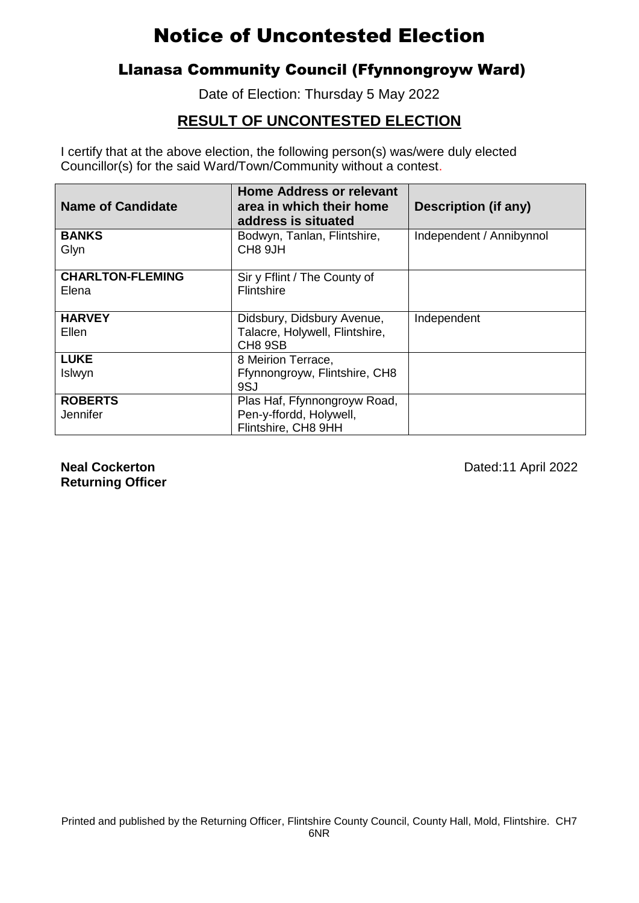# Notice of Uncontested Election

## Llanasa Community Council (Ffynnongroyw Ward)

Date of Election: Thursday 5 May 2022

### RESULT OF UNCONTESTED ELECTION

I certify that at the above election, the following person(s) was/were duly elected Councillor(s) for the said Ward/Town/Community without a contest.

| Name of Candidate | Home Address or relevant area in which their home address is situated | Description (if any) |
|---|---|---|
| **BANKS** Glyn | Bodwyn, Tanlan, Flintshire, CH8 9JH | Independent / Annibynnol |
| **CHARLTON-FLEMING** Elena | Sir y Fflint / The County of Flintshire | |
| **HARVEY** Ellen | Didsbury, Didsbury Avenue, Talacre, Holywell, Flintshire, CH8 9SB | Independent |
| **LUKE** Islwyn | 8 Meirion Terrace, Ffynnongroyw, Flintshire, CH8 9SJ | |
| **ROBERTS** Jennifer | Plas Haf, Ffynnongroyw Road, Pen-y-ffordd, Holywell, Flintshire, CH8 9HH | |

**Neal Cockerton**
**Returning Officer**

Dated:11 April 2022

Printed and published by the Returning Officer, Flintshire County Council, County Hall, Mold, Flintshire. CH7 6NR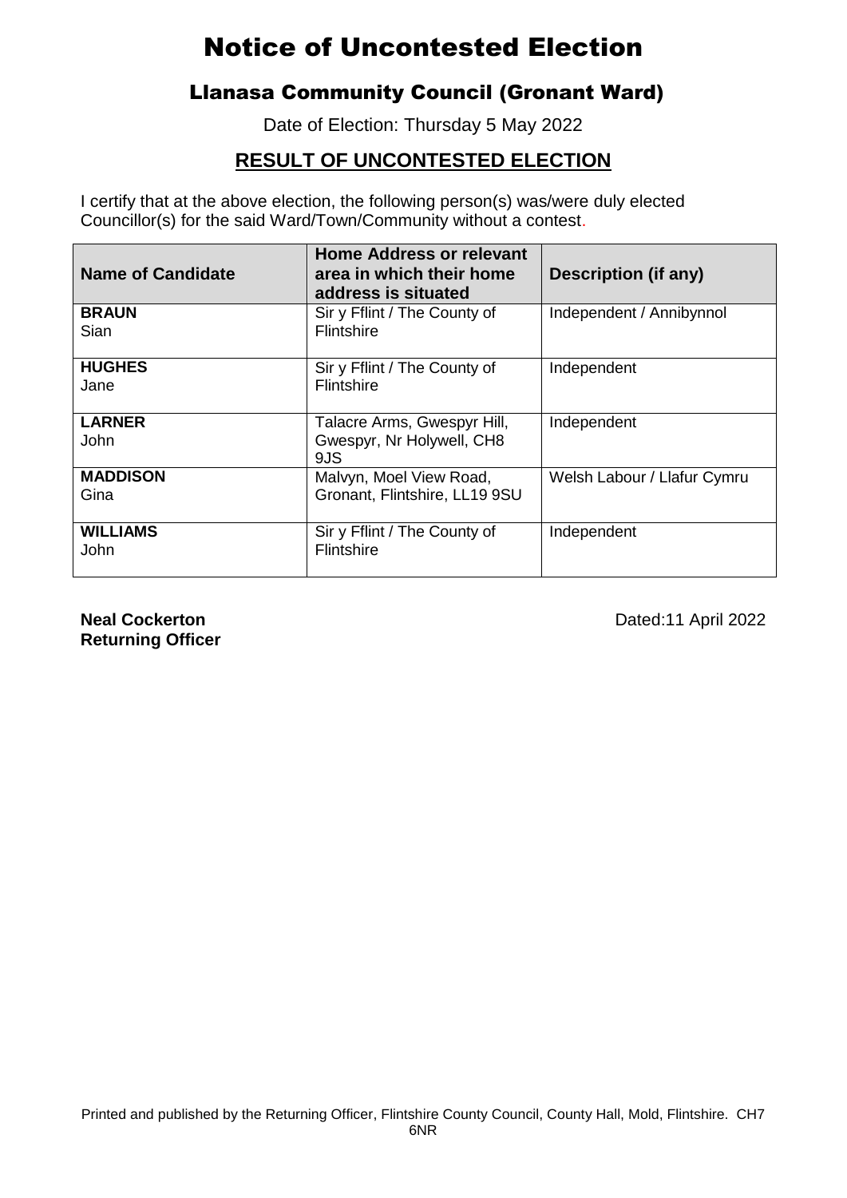# Notice of Uncontested Election

## Llanasa Community Council (Gronant Ward)

Date of Election: Thursday 5 May 2022

## RESULT OF UNCONTESTED ELECTION

I certify that at the above election, the following person(s) was/were duly elected Councillor(s) for the said Ward/Town/Community without a contest.

| Name of Candidate | Home Address or relevant area in which their home address is situated | Description (if any) |
|---|---|---|
| **BRAUN** Sian | Sir y Fflint / The County of Flintshire | Independent / Annibynnol |
| **HUGHES** Jane | Sir y Fflint / The County of Flintshire | Independent |
| **LARNER** John | Talacre Arms, Gwespyr Hill, Gwespyr, Nr Holywell, CH8 9JS | Independent |
| **MADDISON** Gina | Malvyn, Moel View Road, Gronant, Flintshire, LL19 9SU | Welsh Labour / Llafur Cymru |
| **WILLIAMS** John | Sir y Fflint / The County of Flintshire | Independent |

**Neal Cockerton**
**Returning Officer**

Dated:11 April 2022

Printed and published by the Returning Officer, Flintshire County Council, County Hall, Mold, Flintshire. CH7 6NR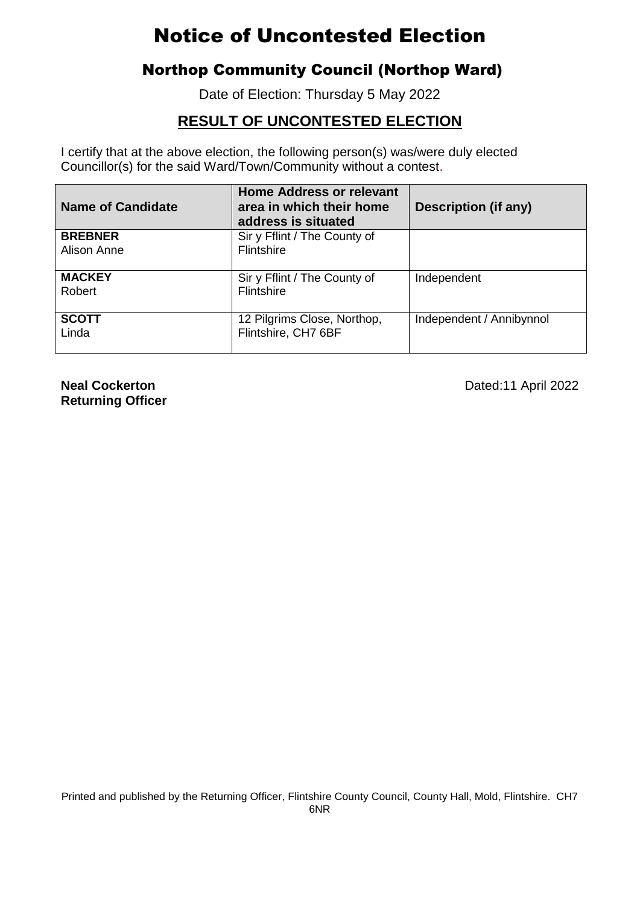# Notice of Uncontested Election

## Northop Community Council (Northop Ward)

Date of Election: Thursday 5 May 2022

### RESULT OF UNCONTESTED ELECTION

I certify that at the above election, the following person(s) was/were duly elected Councillor(s) for the said Ward/Town/Community without a contest.

| Name of Candidate | Home Address or relevant area in which their home address is situated | Description (if any) |
|---|---|---|
| **BREBNER** Alison Anne | Sir y Fflint / The County of Flintshire | |
| **MACKEY** Robert | Sir y Fflint / The County of Flintshire | Independent |
| **SCOTT** Linda | 12 Pilgrims Close, Northop, Flintshire, CH7 6BF | Independent / Annibynnol |

**Neal Cockerton**
**Returning Officer**

Dated:11 April 2022

Printed and published by the Returning Officer, Flintshire County Council, County Hall, Mold, Flintshire. CH7 6NR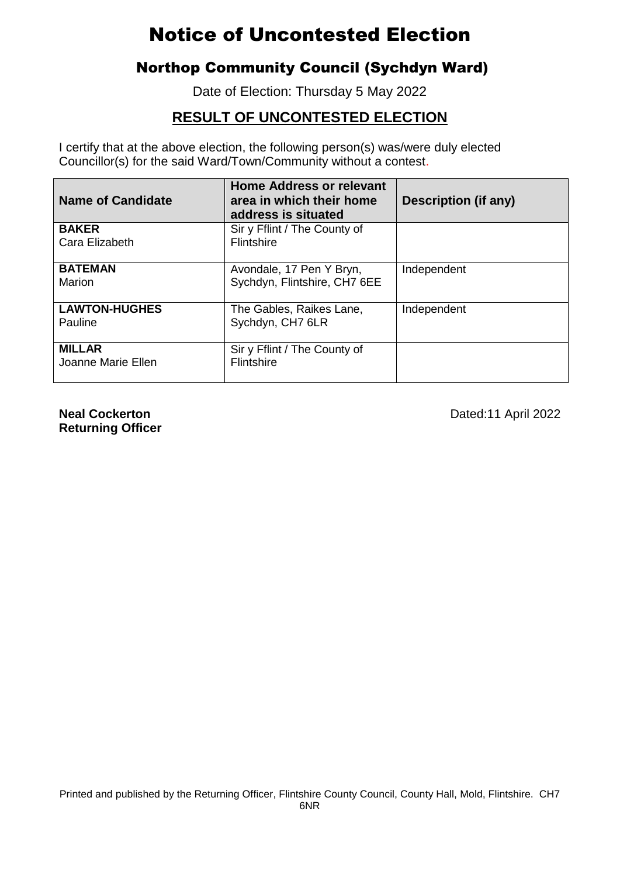# Notice of Uncontested Election

## Northop Community Council (Sychdyn Ward)

Date of Election: Thursday 5 May 2022

## RESULT OF UNCONTESTED ELECTION

I certify that at the above election, the following person(s) was/were duly elected Councillor(s) for the said Ward/Town/Community without a contest.

| Name of Candidate | Home Address or relevant area in which their home address is situated | Description (if any) |
|---|---|---|
| **BAKER** Cara Elizabeth | Sir y Fflint / The County of Flintshire | |
| **BATEMAN** Marion | Avondale, 17 Pen Y Bryn, Sychdyn, Flintshire, CH7 6EE | Independent |
| **LAWTON-HUGHES** Pauline | The Gables, Raikes Lane, Sychdyn, CH7 6LR | Independent |
| **MILLAR** Joanne Marie Ellen | Sir y Fflint / The County of Flintshire | |

**Neal Cockerton**
**Returning Officer**

Dated:11 April 2022

Printed and published by the Returning Officer, Flintshire County Council, County Hall, Mold, Flintshire. CH7 6NR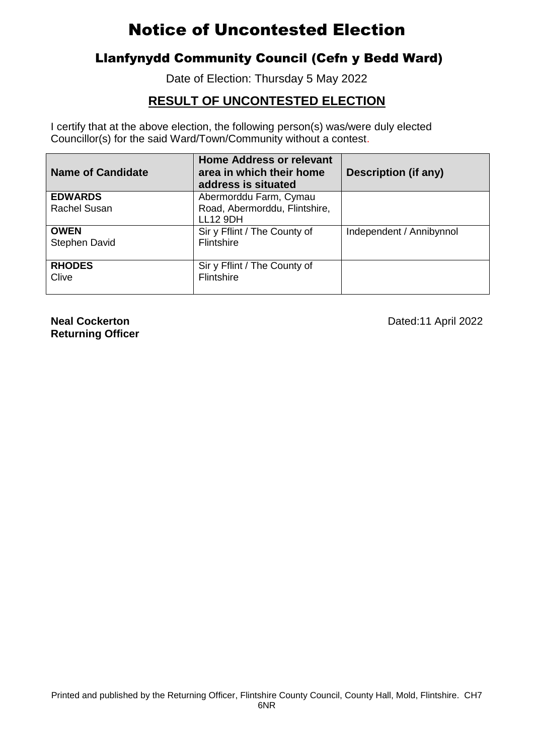# Notice of Uncontested Election

## Llanfynydd Community Council (Cefn y Bedd Ward)

Date of Election: Thursday 5 May 2022

## RESULT OF UNCONTESTED ELECTION

I certify that at the above election, the following person(s) was/were duly elected Councillor(s) for the said Ward/Town/Community without a contest.

| Name of Candidate | Home Address or relevant area in which their home address is situated | Description (if any) |
|---|---|---|
| **EDWARDS** Rachel Susan | Abermorddu Farm, Cymau Road, Abermorddu, Flintshire, LL12 9DH | |
| **OWEN** Stephen David | Sir y Fflint / The County of Flintshire | Independent / Annibynnol |
| **RHODES** Clive | Sir y Fflint / The County of Flintshire | |

**Neal Cockerton**
**Returning Officer**

Dated:11 April 2022

Printed and published by the Returning Officer, Flintshire County Council, County Hall, Mold, Flintshire. CH7 6NR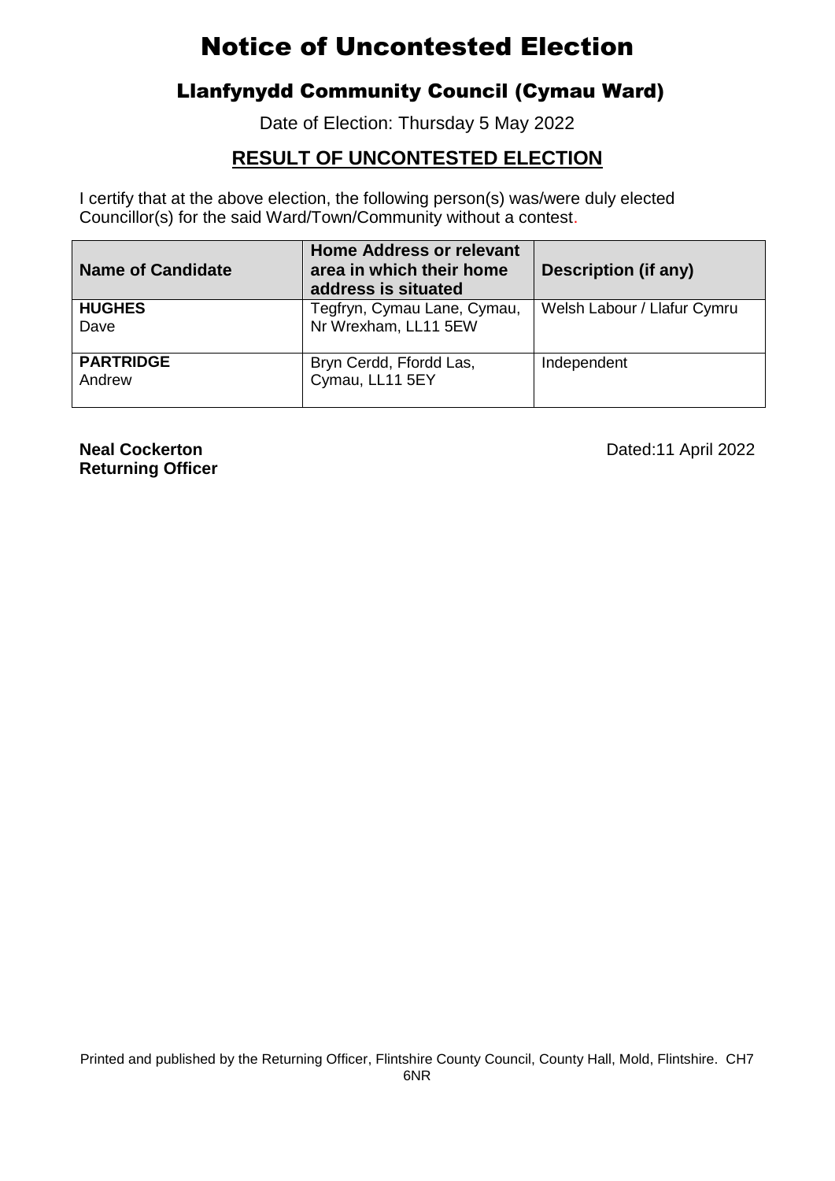# Notice of Uncontested Election

## Llanfynydd Community Council (Cymau Ward)

Date of Election: Thursday 5 May 2022

### RESULT OF UNCONTESTED ELECTION

I certify that at the above election, the following person(s) was/were duly elected Councillor(s) for the said Ward/Town/Community without a contest.

| Name of Candidate | Home Address or relevant area in which their home address is situated | Description (if any) |
|---|---|---|
| **HUGHES** Dave | Tegfryn, Cymau Lane, Cymau, Nr Wrexham, LL11 5EW | Welsh Labour / Llafur Cymru |
| **PARTRIDGE** Andrew | Bryn Cerdd, Ffordd Las, Cymau, LL11 5EY | Independent |

**Neal Cockerton**
**Returning Officer**

Dated:11 April 2022

Printed and published by the Returning Officer, Flintshire County Council, County Hall, Mold, Flintshire. CH7 6NR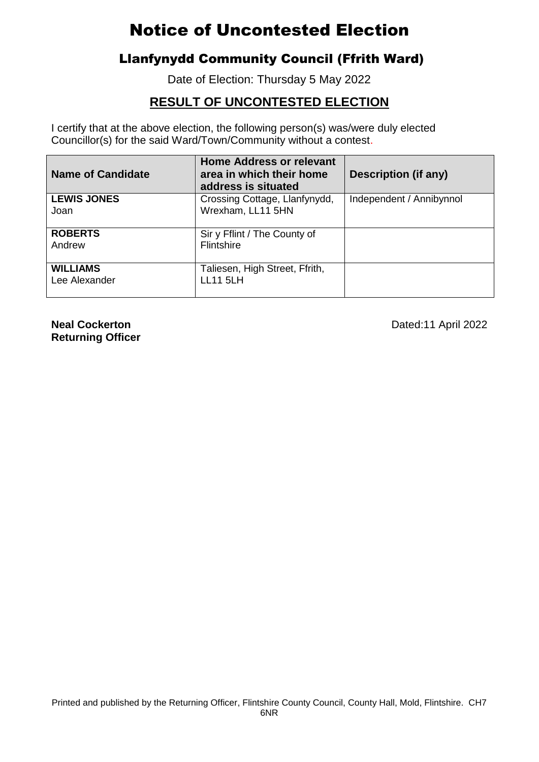# Notice of Uncontested Election

## Llanfynydd Community Council (Ffrith Ward)

Date of Election: Thursday 5 May 2022

## RESULT OF UNCONTESTED ELECTION

I certify that at the above election, the following person(s) was/were duly elected Councillor(s) for the said Ward/Town/Community without a contest.

| Name of Candidate | Home Address or relevant area in which their home address is situated | Description (if any) |
|---|---|---|
| **LEWIS JONES** Joan | Crossing Cottage, Llanfynydd, Wrexham, LL11 5HN | Independent / Annibynnol |
| **ROBERTS** Andrew | Sir y Fflint / The County of Flintshire | |
| **WILLIAMS** Lee Alexander | Taliesen, High Street, Ffrith, LL11 5LH | |

**Neal Cockerton**
**Returning Officer**

Dated:11 April 2022

Printed and published by the Returning Officer, Flintshire County Council, County Hall, Mold, Flintshire. CH7 6NR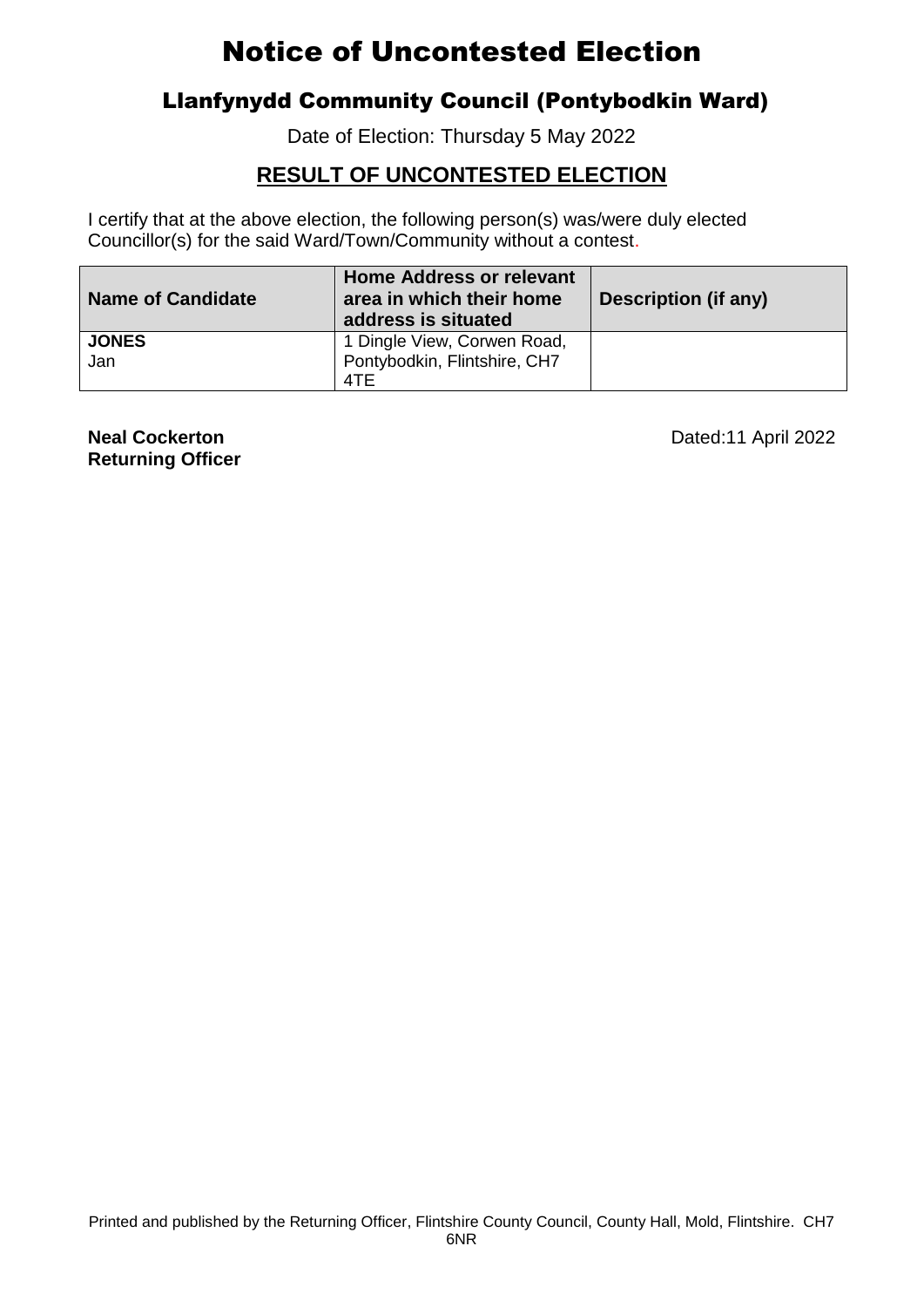# Notice of Uncontested Election

## Llanfynydd Community Council (Pontybodkin Ward)

Date of Election: Thursday 5 May 2022

### RESULT OF UNCONTESTED ELECTION

I certify that at the above election, the following person(s) was/were duly elected Councillor(s) for the said Ward/Town/Community without a contest.

| Name of Candidate | Home Address or relevant area in which their home address is situated | Description (if any) |
|---|---|---|
| **JONES** Jan | 1 Dingle View, Corwen Road, Pontybodkin, Flintshire, CH7 4TE | |

**Neal Cockerton**
**Returning Officer**

Dated:11 April 2022

Printed and published by the Returning Officer, Flintshire County Council, County Hall, Mold, Flintshire. CH7 6NR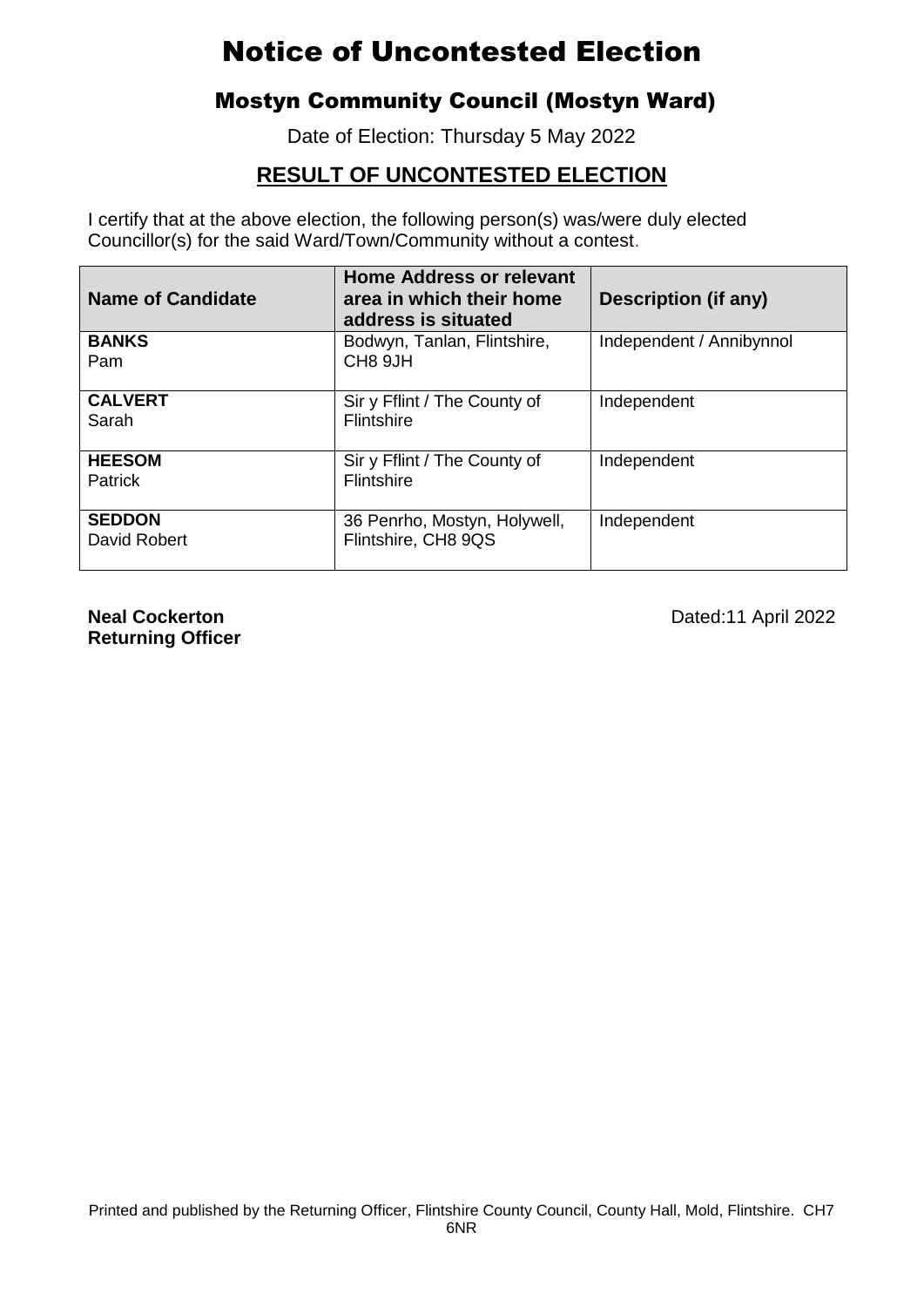# Notice of Uncontested Election

## Mostyn Community Council (Mostyn Ward)

Date of Election: Thursday 5 May 2022

### RESULT OF UNCONTESTED ELECTION

I certify that at the above election, the following person(s) was/were duly elected Councillor(s) for the said Ward/Town/Community without a contest.

| Name of Candidate | Home Address or relevant area in which their home address is situated | Description (if any) |
|---|---|---|
| **BANKS** Pam | Bodwyn, Tanlan, Flintshire, CH8 9JH | Independent / Annibynnol |
| **CALVERT** Sarah | Sir y Fflint / The County of Flintshire | Independent |
| **HEESOM** Patrick | Sir y Fflint / The County of Flintshire | Independent |
| **SEDDON** David Robert | 36 Penrho, Mostyn, Holywell, Flintshire, CH8 9QS | Independent |

**Neal Cockerton**
**Returning Officer**

Dated:11 April 2022

Printed and published by the Returning Officer, Flintshire County Council, County Hall, Mold, Flintshire. CH7 6NR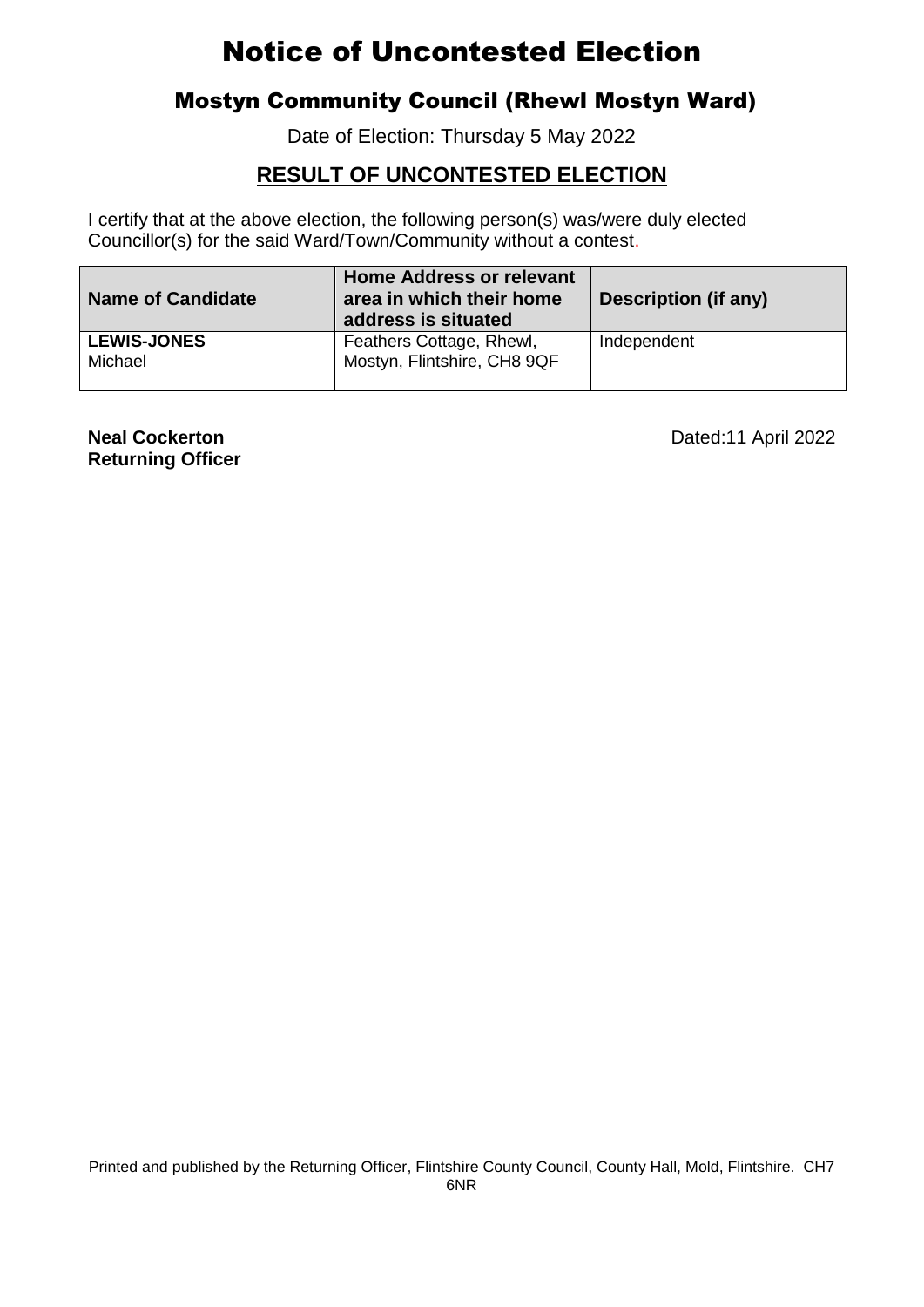# Notice of Uncontested Election

## Mostyn Community Council (Rhewl Mostyn Ward)

Date of Election: Thursday 5 May 2022

### RESULT OF UNCONTESTED ELECTION

I certify that at the above election, the following person(s) was/were duly elected Councillor(s) for the said Ward/Town/Community without a contest.

| Name of Candidate | Home Address or relevant area in which their home address is situated | Description (if any) |
|---|---|---|
| **LEWIS-JONES** Michael | Feathers Cottage, Rhewl, Mostyn, Flintshire, CH8 9QF | Independent |

**Neal Cockerton**
**Returning Officer**

Dated:11 April 2022

Printed and published by the Returning Officer, Flintshire County Council, County Hall, Mold, Flintshire. CH7 6NR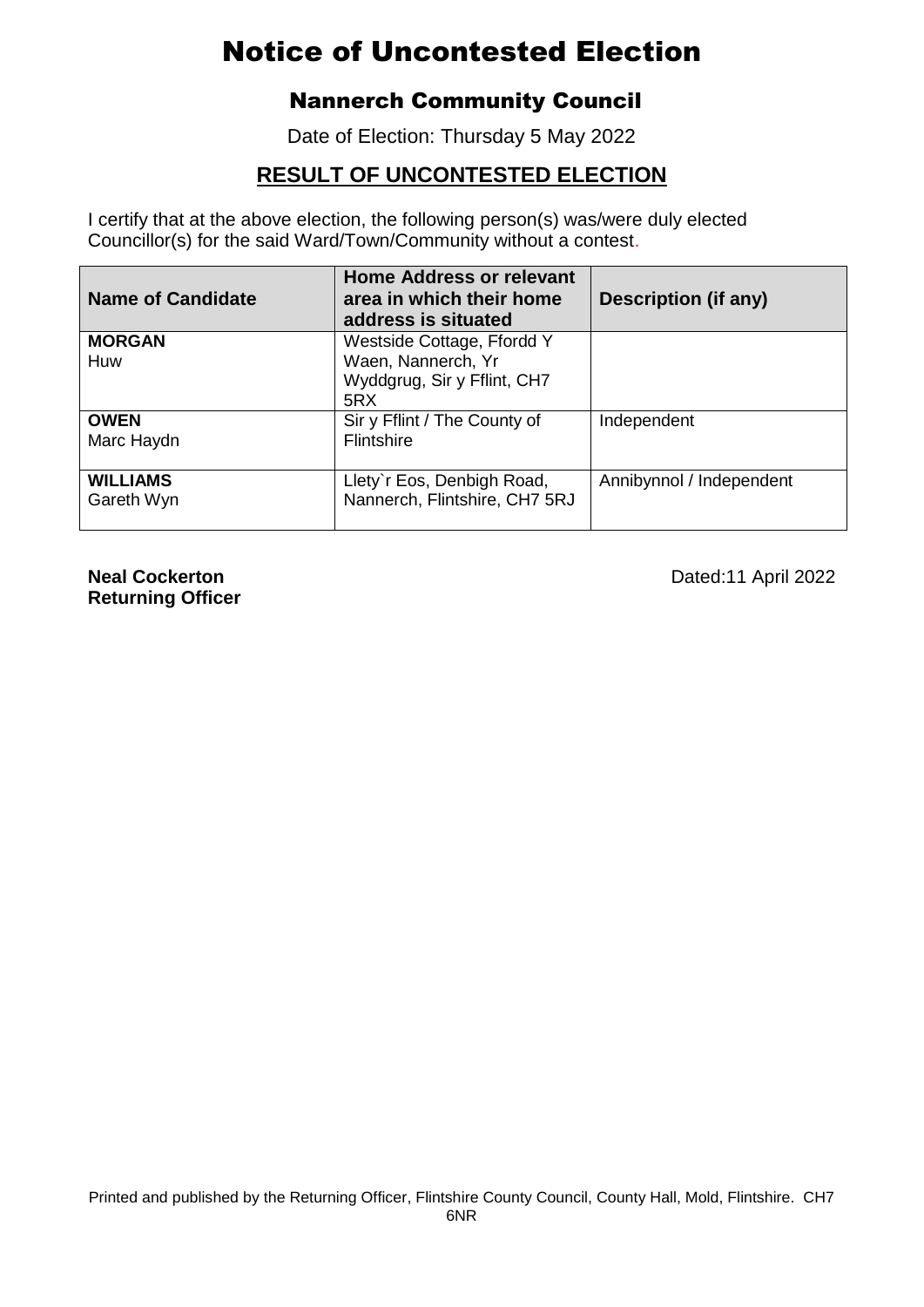# Notice of Uncontested Election

## Nannerch Community Council

Date of Election: Thursday 5 May 2022

### RESULT OF UNCONTESTED ELECTION

I certify that at the above election, the following person(s) was/were duly elected Councillor(s) for the said Ward/Town/Community without a contest.

| Name of Candidate | Home Address or relevant area in which their home address is situated | Description (if any) |
|---|---|---|
| **MORGAN** Huw | Westside Cottage, Ffordd Y Waen, Nannerch, Yr Wyddgrug, Sir y Fflint, CH7 5RX | |
| **OWEN** Marc Haydn | Sir y Fflint / The County of Flintshire | Independent |
| **WILLIAMS** Gareth Wyn | Llety`r Eos, Denbigh Road, Nannerch, Flintshire, CH7 5RJ | Annibynnol / Independent |

**Neal Cockerton**
**Returning Officer**

Dated:11 April 2022

Printed and published by the Returning Officer, Flintshire County Council, County Hall, Mold, Flintshire. CH7 6NR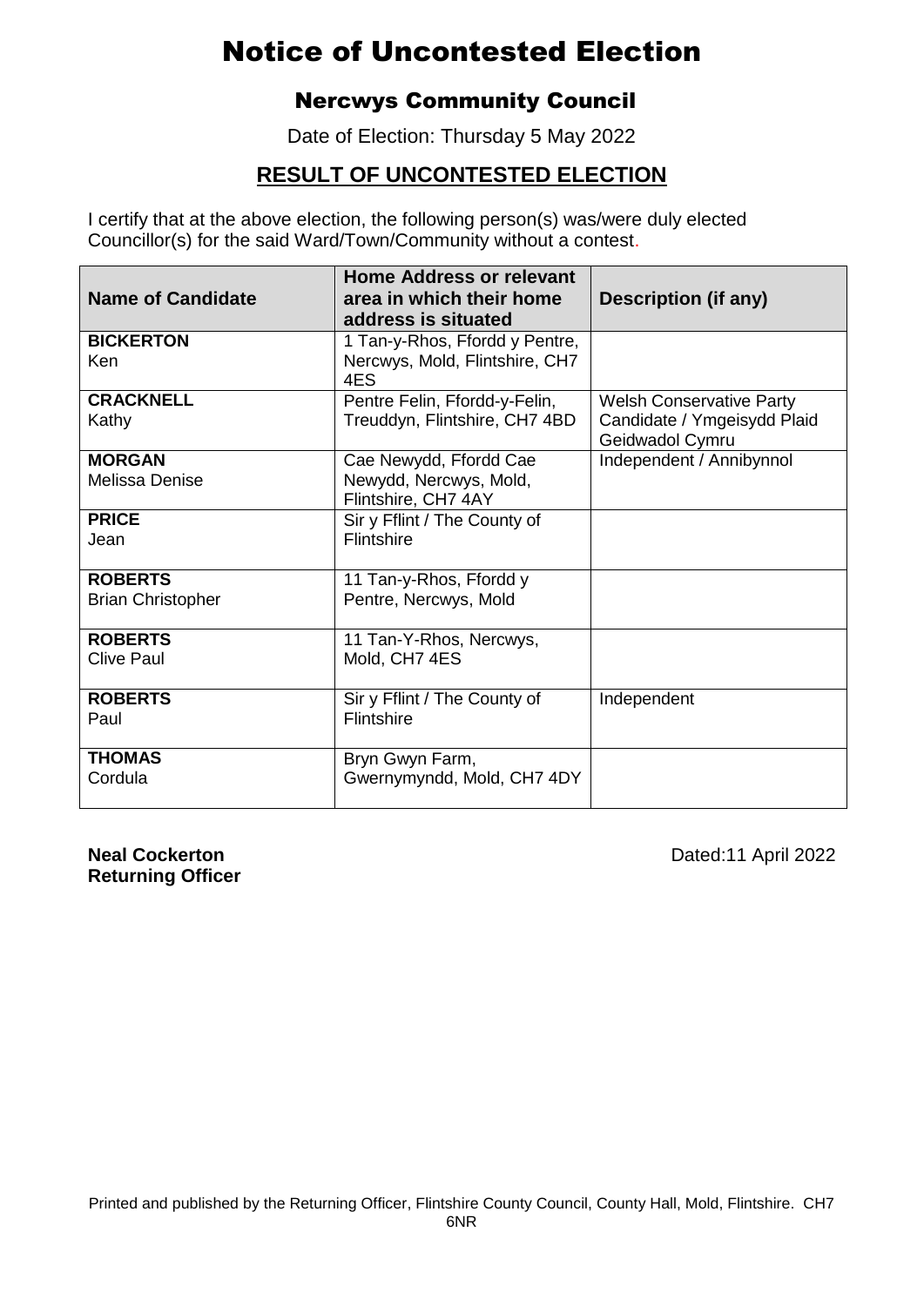# Notice of Uncontested Election

## Nercwys Community Council

Date of Election: Thursday 5 May 2022

## RESULT OF UNCONTESTED ELECTION

I certify that at the above election, the following person(s) was/were duly elected Councillor(s) for the said Ward/Town/Community without a contest.

| Name of Candidate | Home Address or relevant area in which their home address is situated | Description (if any) |
|---|---|---|
| **BICKERTON** Ken | 1 Tan-y-Rhos, Ffordd y Pentre, Nercwys, Mold, Flintshire, CH7 4ES | |
| **CRACKNELL** Kathy | Pentre Felin, Ffordd-y-Felin, Treuddyn, Flintshire, CH7 4BD | Welsh Conservative Party Candidate / Ymgeisydd Plaid Geidwadol Cymru |
| **MORGAN** Melissa Denise | Cae Newydd, Ffordd Cae Newydd, Nercwys, Mold, Flintshire, CH7 4AY | Independent / Annibynnol |
| **PRICE** Jean | Sir y Fflint / The County of Flintshire | |
| **ROBERTS** Brian Christopher | 11 Tan-y-Rhos, Ffordd y Pentre, Nercwys, Mold | |
| **ROBERTS** Clive Paul | 11 Tan-Y-Rhos, Nercwys, Mold, CH7 4ES | |
| **ROBERTS** Paul | Sir y Fflint / The County of Flintshire | Independent |
| **THOMAS** Cordula | Bryn Gwyn Farm, Gwernymyndd, Mold, CH7 4DY | |

**Neal Cockerton**
**Returning Officer**

Dated:11 April 2022

Printed and published by the Returning Officer, Flintshire County Council, County Hall, Mold, Flintshire. CH7 6NR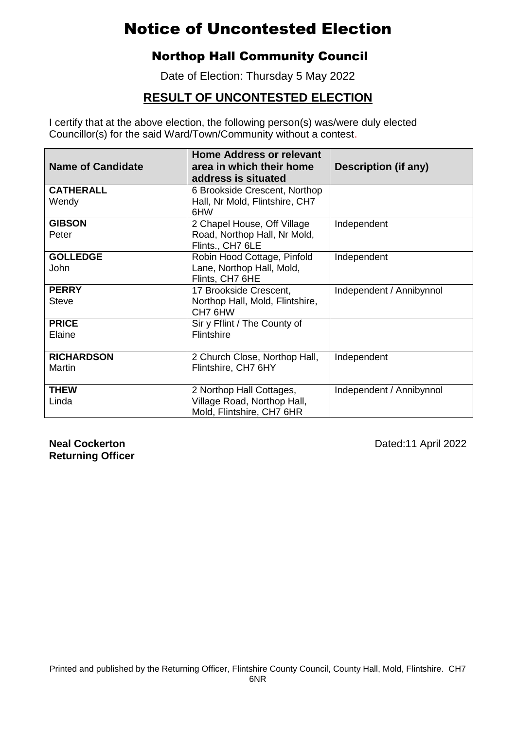# Notice of Uncontested Election

## Northop Hall Community Council

Date of Election: Thursday 5 May 2022

## RESULT OF UNCONTESTED ELECTION

I certify that at the above election, the following person(s) was/were duly elected Councillor(s) for the said Ward/Town/Community without a contest.

| Name of Candidate | Home Address or relevant area in which their home address is situated | Description (if any) |
|---|---|---|
| **CATHERALL** Wendy | 6 Brookside Crescent, Northop Hall, Nr Mold, Flintshire, CH7 6HW | |
| **GIBSON** Peter | 2 Chapel House, Off Village Road, Northop Hall, Nr Mold, Flints., CH7 6LE | Independent |
| **GOLLEDGE** John | Robin Hood Cottage, Pinfold Lane, Northop Hall, Mold, Flints, CH7 6HE | Independent |
| **PERRY** Steve | 17 Brookside Crescent, Northop Hall, Mold, Flintshire, CH7 6HW | Independent / Annibynnol |
| **PRICE** Elaine | Sir y Fflint / The County of Flintshire | |
| **RICHARDSON** Martin | 2 Church Close, Northop Hall, Flintshire, CH7 6HY | Independent |
| **THEW** Linda | 2 Northop Hall Cottages, Village Road, Northop Hall, Mold, Flintshire, CH7 6HR | Independent / Annibynnol |

**Neal Cockerton**
**Returning Officer**

Dated:11 April 2022

Printed and published by the Returning Officer, Flintshire County Council, County Hall, Mold, Flintshire. CH7 6NR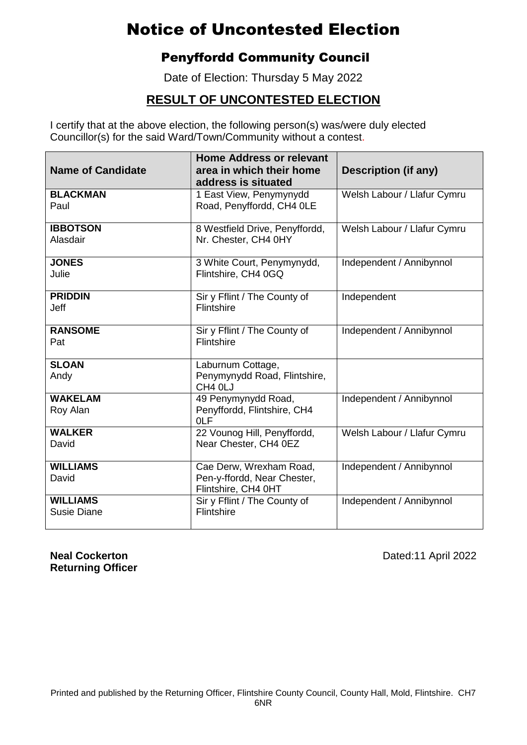# Notice of Uncontested Election

## Penyffordd Community Council

Date of Election: Thursday 5 May 2022

## RESULT OF UNCONTESTED ELECTION

I certify that at the above election, the following person(s) was/were duly elected Councillor(s) for the said Ward/Town/Community without a contest.

| Name of Candidate | Home Address or relevant area in which their home address is situated | Description (if any) |
|---|---|---|
| **BLACKMAN** Paul | 1 East View, Penymynydd Road, Penyffordd, CH4 0LE | Welsh Labour / Llafur Cymru |
| **IBBOTSON** Alasdair | 8 Westfield Drive, Penyffordd, Nr. Chester, CH4 0HY | Welsh Labour / Llafur Cymru |
| **JONES** Julie | 3 White Court, Penymynydd, Flintshire, CH4 0GQ | Independent / Annibynnol |
| **PRIDDIN** Jeff | Sir y Fflint / The County of Flintshire | Independent |
| **RANSOME** Pat | Sir y Fflint / The County of Flintshire | Independent / Annibynnol |
| **SLOAN** Andy | Laburnum Cottage, Penymynydd Road, Flintshire, CH4 0LJ | |
| **WAKELAM** Roy Alan | 49 Penymynydd Road, Penyffordd, Flintshire, CH4 0LF | Independent / Annibynnol |
| **WALKER** David | 22 Vounog Hill, Penyffordd, Near Chester, CH4 0EZ | Welsh Labour / Llafur Cymru |
| **WILLIAMS** David | Cae Derw, Wrexham Road, Pen-y-ffordd, Near Chester, Flintshire, CH4 0HT | Independent / Annibynnol |
| **WILLIAMS** Susie Diane | Sir y Fflint / The County of Flintshire | Independent / Annibynnol |

**Neal Cockerton**
**Returning Officer**

Dated:11 April 2022

Printed and published by the Returning Officer, Flintshire County Council, County Hall, Mold, Flintshire. CH7 6NR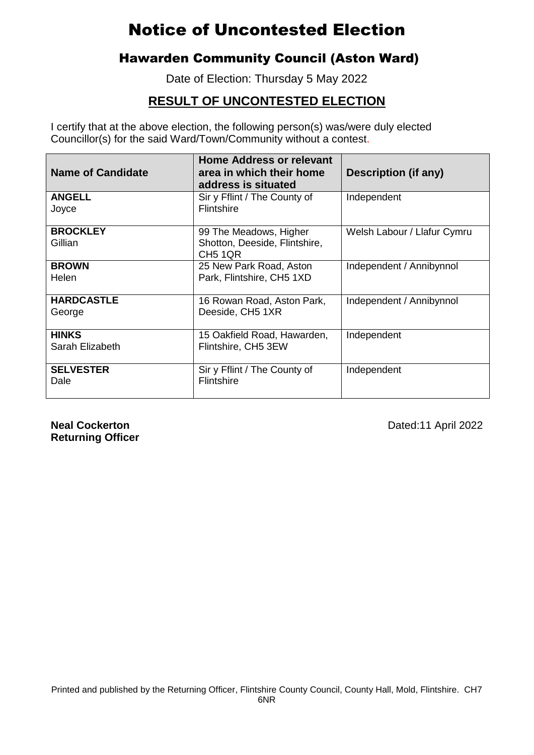# Notice of Uncontested Election

## Hawarden Community Council (Aston Ward)

Date of Election: Thursday 5 May 2022

### RESULT OF UNCONTESTED ELECTION

I certify that at the above election, the following person(s) was/were duly elected Councillor(s) for the said Ward/Town/Community without a contest.

| Name of Candidate | Home Address or relevant area in which their home address is situated | Description (if any) |
|---|---|---|
| **ANGELL** Joyce | Sir y Fflint / The County of Flintshire | Independent |
| **BROCKLEY** Gillian | 99 The Meadows, Higher Shotton, Deeside, Flintshire, CH5 1QR | Welsh Labour / Llafur Cymru |
| **BROWN** Helen | 25 New Park Road, Aston Park, Flintshire, CH5 1XD | Independent / Annibynnol |
| **HARDCASTLE** George | 16 Rowan Road, Aston Park, Deeside, CH5 1XR | Independent / Annibynnol |
| **HINKS** Sarah Elizabeth | 15 Oakfield Road, Hawarden, Flintshire, CH5 3EW | Independent |
| **SELVESTER** Dale | Sir y Fflint / The County of Flintshire | Independent |

**Neal Cockerton**
**Returning Officer**

Dated:11 April 2022

Printed and published by the Returning Officer, Flintshire County Council, County Hall, Mold, Flintshire. CH7 6NR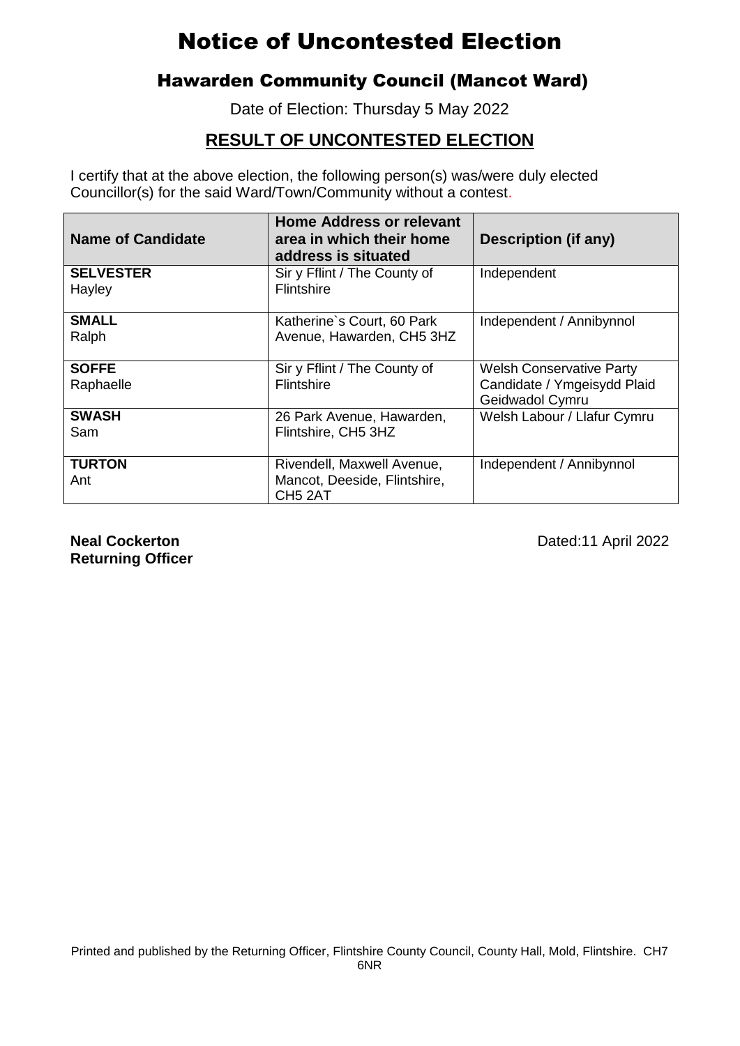# Notice of Uncontested Election

## Hawarden Community Council (Mancot Ward)

Date of Election: Thursday 5 May 2022

## RESULT OF UNCONTESTED ELECTION

I certify that at the above election, the following person(s) was/were duly elected Councillor(s) for the said Ward/Town/Community without a contest.

| Name of Candidate | Home Address or relevant area in which their home address is situated | Description (if any) |
|---|---|---|
| **SELVESTER** Hayley | Sir y Fflint / The County of Flintshire | Independent |
| **SMALL** Ralph | Katherine`s Court, 60 Park Avenue, Hawarden, CH5 3HZ | Independent / Annibynnol |
| **SOFFE** Raphaelle | Sir y Fflint / The County of Flintshire | Welsh Conservative Party Candidate / Ymgeisydd Plaid Geidwadol Cymru |
| **SWASH** Sam | 26 Park Avenue, Hawarden, Flintshire, CH5 3HZ | Welsh Labour / Llafur Cymru |
| **TURTON** Ant | Rivendell, Maxwell Avenue, Mancot, Deeside, Flintshire, CH5 2AT | Independent / Annibynnol |

**Neal Cockerton**
**Returning Officer**

Dated:11 April 2022

Printed and published by the Returning Officer, Flintshire County Council, County Hall, Mold, Flintshire. CH7 6NR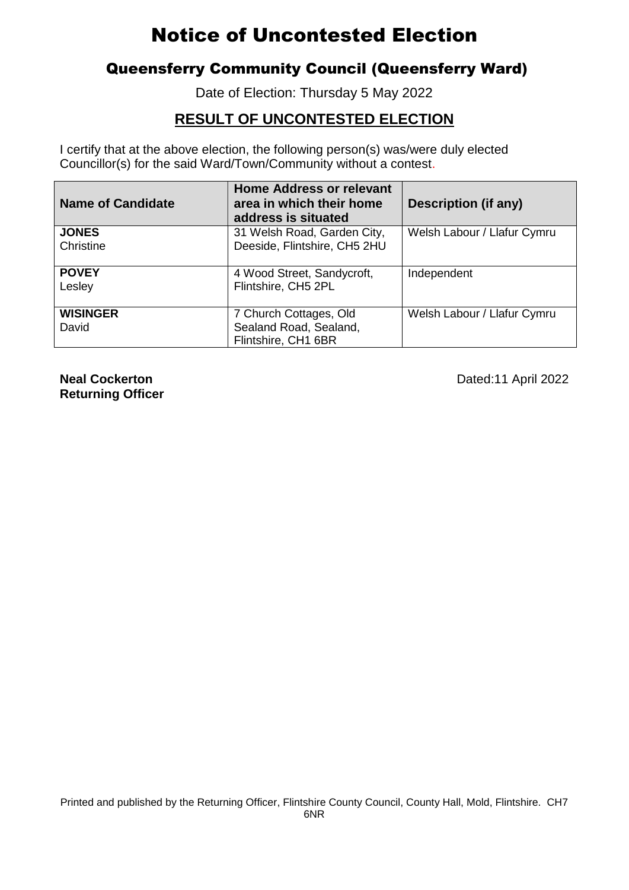# Notice of Uncontested Election

## Queensferry Community Council (Queensferry Ward)

Date of Election: Thursday 5 May 2022

### RESULT OF UNCONTESTED ELECTION

I certify that at the above election, the following person(s) was/were duly elected Councillor(s) for the said Ward/Town/Community without a contest.

| Name of Candidate | Home Address or relevant area in which their home address is situated | Description (if any) |
|---|---|---|
| **JONES** Christine | 31 Welsh Road, Garden City, Deeside, Flintshire, CH5 2HU | Welsh Labour / Llafur Cymru |
| **POVEY** Lesley | 4 Wood Street, Sandycroft, Flintshire, CH5 2PL | Independent |
| **WISINGER** David | 7 Church Cottages, Old Sealand Road, Sealand, Flintshire, CH1 6BR | Welsh Labour / Llafur Cymru |

**Neal Cockerton**
**Returning Officer**

Dated:11 April 2022

Printed and published by the Returning Officer, Flintshire County Council, County Hall, Mold, Flintshire. CH7 6NR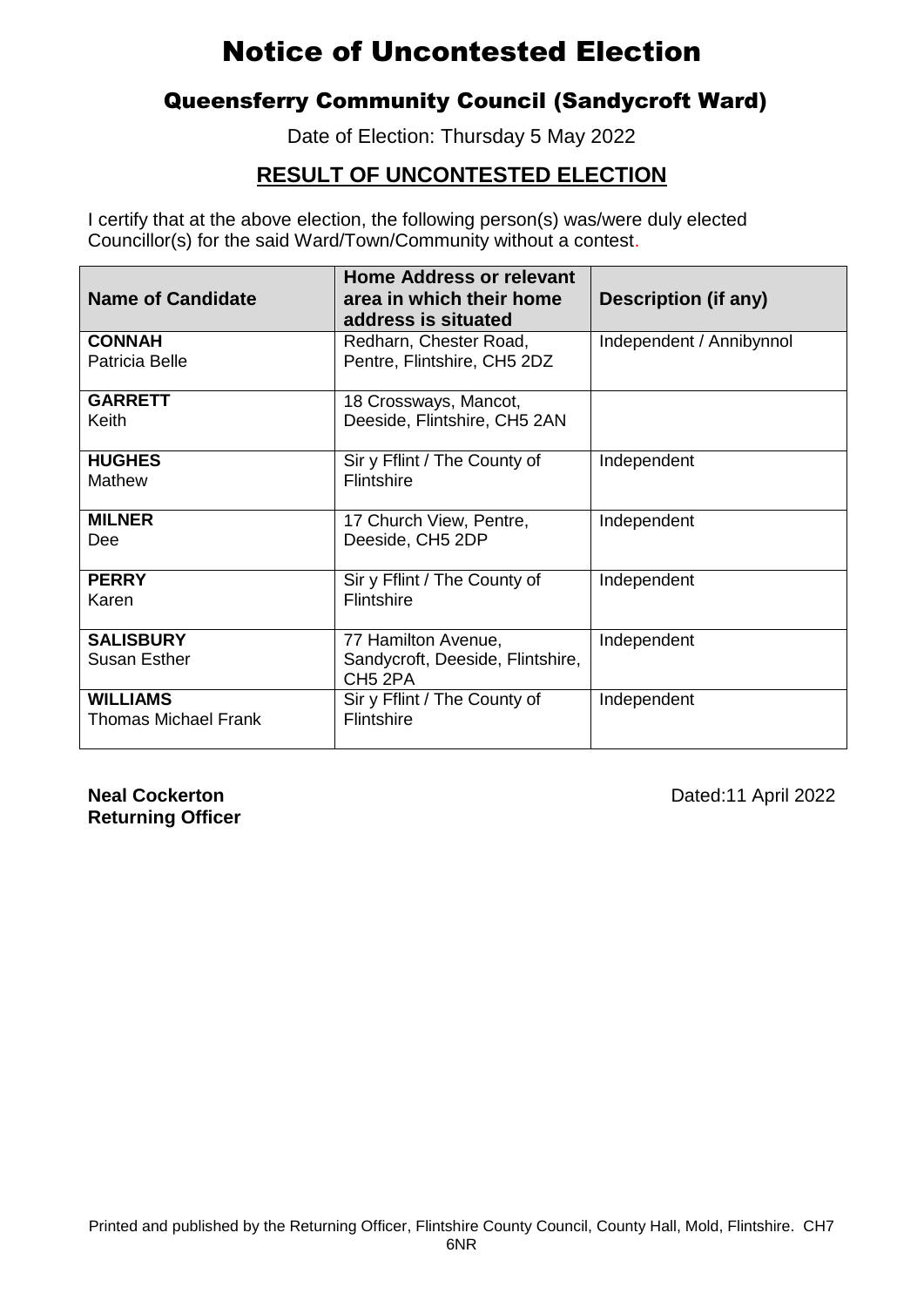# Notice of Uncontested Election

## Queensferry Community Council (Sandycroft Ward)

Date of Election: Thursday 5 May 2022

## RESULT OF UNCONTESTED ELECTION

I certify that at the above election, the following person(s) was/were duly elected Councillor(s) for the said Ward/Town/Community without a contest.

| Name of Candidate | Home Address or relevant area in which their home address is situated | Description (if any) |
|---|---|---|
| **CONNAH** Patricia Belle | Redharn, Chester Road, Pentre, Flintshire, CH5 2DZ | Independent / Annibynnol |
| **GARRETT** Keith | 18 Crossways, Mancot, Deeside, Flintshire, CH5 2AN | |
| **HUGHES** Mathew | Sir y Fflint / The County of Flintshire | Independent |
| **MILNER** Dee | 17 Church View, Pentre, Deeside, CH5 2DP | Independent |
| **PERRY** Karen | Sir y Fflint / The County of Flintshire | Independent |
| **SALISBURY** Susan Esther | 77 Hamilton Avenue, Sandycroft, Deeside, Flintshire, CH5 2PA | Independent |
| **WILLIAMS** Thomas Michael Frank | Sir y Fflint / The County of Flintshire | Independent |

**Neal Cockerton**
**Returning Officer**

Dated:11 April 2022

Printed and published by the Returning Officer, Flintshire County Council, County Hall, Mold, Flintshire. CH7 6NR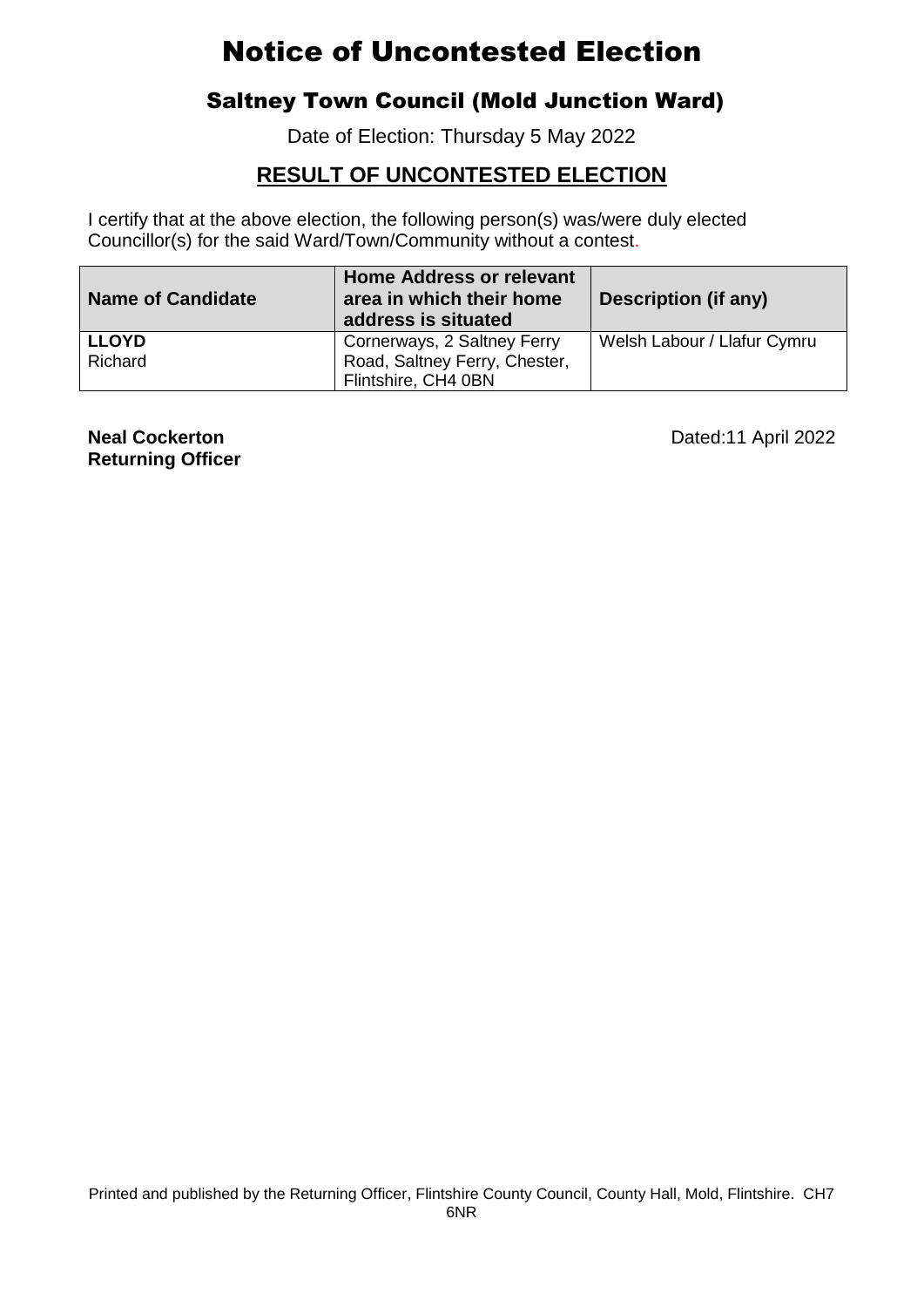# Notice of Uncontested Election

## Saltney Town Council (Mold Junction Ward)

Date of Election: Thursday 5 May 2022

## RESULT OF UNCONTESTED ELECTION

I certify that at the above election, the following person(s) was/were duly elected Councillor(s) for the said Ward/Town/Community without a contest.

| Name of Candidate | Home Address or relevant area in which their home address is situated | Description (if any) |
|---|---|---|
| **LLOYD** Richard | Cornerways, 2 Saltney Ferry Road, Saltney Ferry, Chester, Flintshire, CH4 0BN | Welsh Labour / Llafur Cymru |

**Neal Cockerton**
**Returning Officer**

Dated:11 April 2022

Printed and published by the Returning Officer, Flintshire County Council, County Hall, Mold, Flintshire. CH7 6NR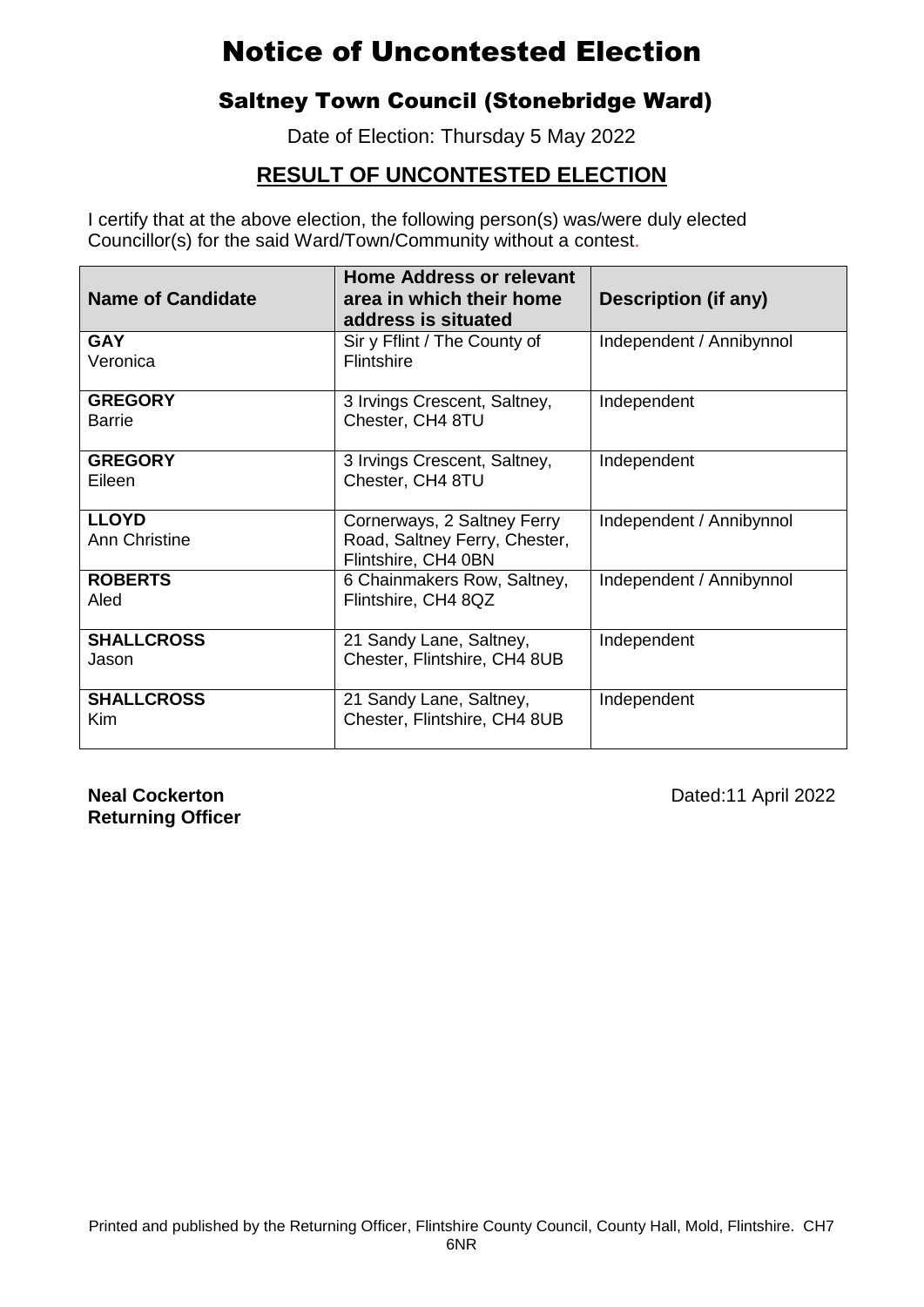# Notice of Uncontested Election

## Saltney Town Council (Stonebridge Ward)

Date of Election: Thursday 5 May 2022

### RESULT OF UNCONTESTED ELECTION

I certify that at the above election, the following person(s) was/were duly elected Councillor(s) for the said Ward/Town/Community without a contest.

| Name of Candidate | Home Address or relevant area in which their home address is situated | Description (if any) |
|---|---|---|
| **GAY** Veronica | Sir y Fflint / The County of Flintshire | Independent / Annibynnol |
| **GREGORY** Barrie | 3 Irvings Crescent, Saltney, Chester, CH4 8TU | Independent |
| **GREGORY** Eileen | 3 Irvings Crescent, Saltney, Chester, CH4 8TU | Independent |
| **LLOYD** Ann Christine | Cornerways, 2 Saltney Ferry Road, Saltney Ferry, Chester, Flintshire, CH4 0BN | Independent / Annibynnol |
| **ROBERTS** Aled | 6 Chainmakers Row, Saltney, Flintshire, CH4 8QZ | Independent / Annibynnol |
| **SHALLCROSS** Jason | 21 Sandy Lane, Saltney, Chester, Flintshire, CH4 8UB | Independent |
| **SHALLCROSS** Kim | 21 Sandy Lane, Saltney, Chester, Flintshire, CH4 8UB | Independent |

**Neal Cockerton**
**Returning Officer**

Dated:11 April 2022

Printed and published by the Returning Officer, Flintshire County Council, County Hall, Mold, Flintshire. CH7 6NR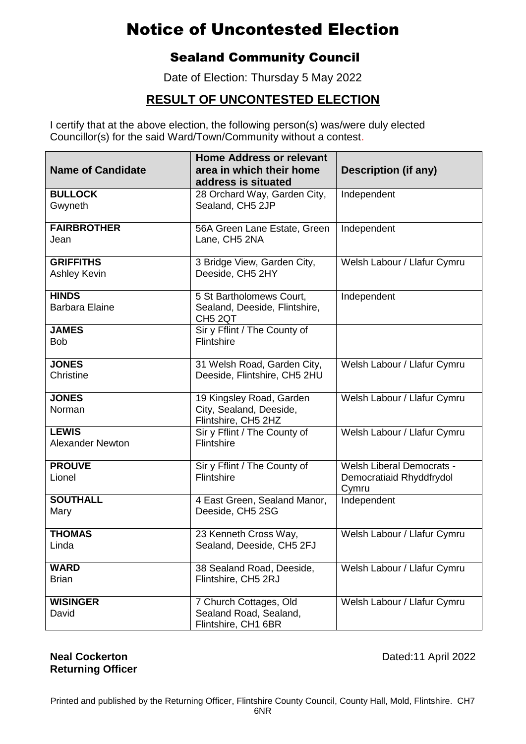# Notice of Uncontested Election

## Sealand Community Council

Date of Election: Thursday 5 May 2022

## RESULT OF UNCONTESTED ELECTION

I certify that at the above election, the following person(s) was/were duly elected Councillor(s) for the said Ward/Town/Community without a contest.

| Name of Candidate | Home Address or relevant area in which their home address is situated | Description (if any) |
|---|---|---|
| **BULLOCK** Gwyneth | 28 Orchard Way, Garden City, Sealand, CH5 2JP | Independent |
| **FAIRBROTHER** Jean | 56A Green Lane Estate, Green Lane, CH5 2NA | Independent |
| **GRIFFITHS** Ashley Kevin | 3 Bridge View, Garden City, Deeside, CH5 2HY | Welsh Labour / Llafur Cymru |
| **HINDS** Barbara Elaine | 5 St Bartholomews Court, Sealand, Deeside, Flintshire, CH5 2QT | Independent |
| **JAMES** Bob | Sir y Fflint / The County of Flintshire | |
| **JONES** Christine | 31 Welsh Road, Garden City, Deeside, Flintshire, CH5 2HU | Welsh Labour / Llafur Cymru |
| **JONES** Norman | 19 Kingsley Road, Garden City, Sealand, Deeside, Flintshire, CH5 2HZ | Welsh Labour / Llafur Cymru |
| **LEWIS** Alexander Newton | Sir y Fflint / The County of Flintshire | Welsh Labour / Llafur Cymru |
| **PROUVE** Lionel | Sir y Fflint / The County of Flintshire | Welsh Liberal Democrats - Democratiaid Rhyddfrydol Cymru |
| **SOUTHALL** Mary | 4 East Green, Sealand Manor, Deeside, CH5 2SG | Independent |
| **THOMAS** Linda | 23 Kenneth Cross Way, Sealand, Deeside, CH5 2FJ | Welsh Labour / Llafur Cymru |
| **WARD** Brian | 38 Sealand Road, Deeside, Flintshire, CH5 2RJ | Welsh Labour / Llafur Cymru |
| **WISINGER** David | 7 Church Cottages, Old Sealand Road, Sealand, Flintshire, CH1 6BR | Welsh Labour / Llafur Cymru |

**Neal Cockerton**
**Returning Officer**

Dated:11 April 2022

Printed and published by the Returning Officer, Flintshire County Council, County Hall, Mold, Flintshire. CH7 6NR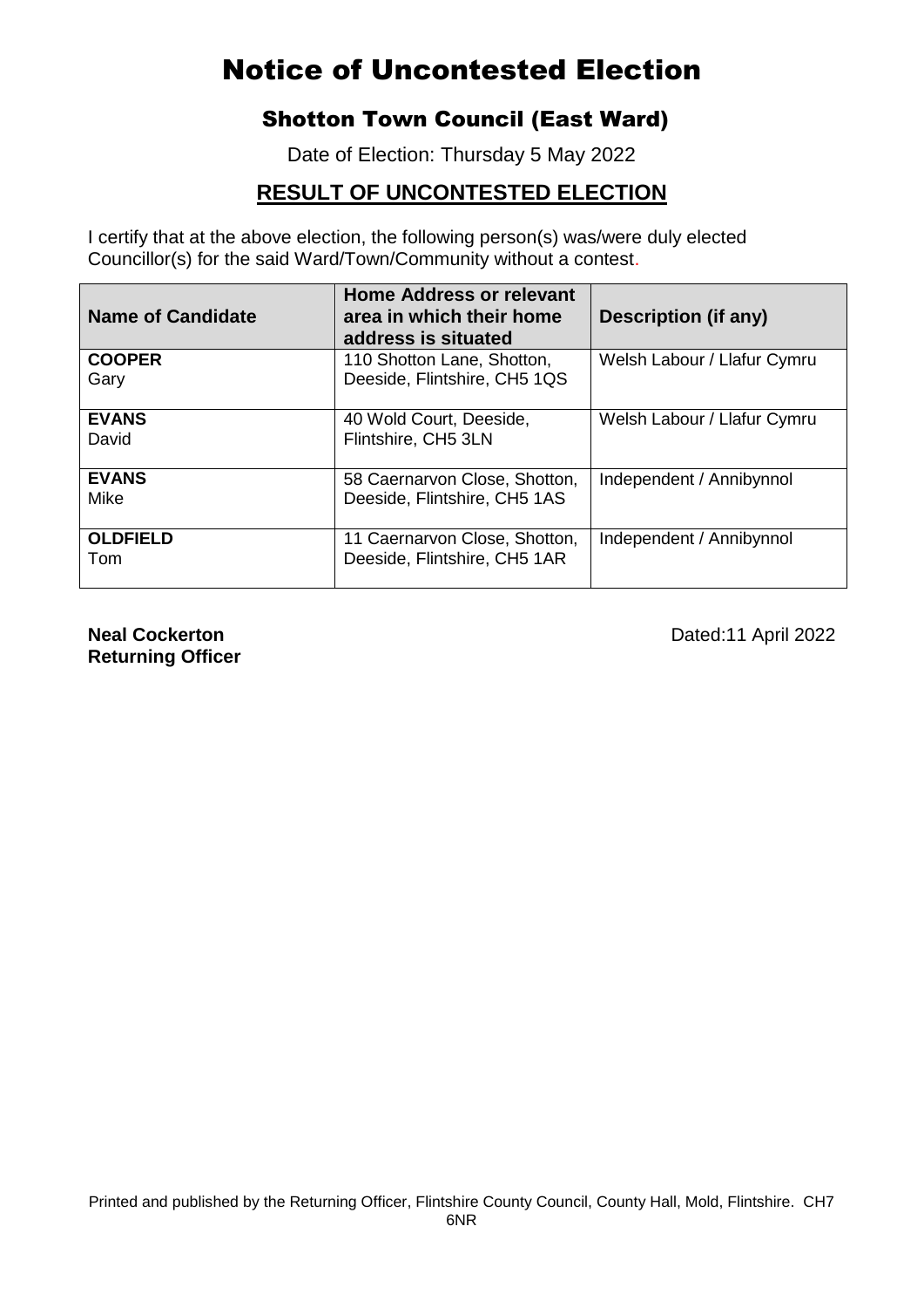# Notice of Uncontested Election

## Shotton Town Council (East Ward)

Date of Election: Thursday 5 May 2022

### RESULT OF UNCONTESTED ELECTION

I certify that at the above election, the following person(s) was/were duly elected Councillor(s) for the said Ward/Town/Community without a contest.

| Name of Candidate | Home Address or relevant area in which their home address is situated | Description (if any) |
|---|---|---|
| **COOPER** Gary | 110 Shotton Lane, Shotton, Deeside, Flintshire, CH5 1QS | Welsh Labour / Llafur Cymru |
| **EVANS** David | 40 Wold Court, Deeside, Flintshire, CH5 3LN | Welsh Labour / Llafur Cymru |
| **EVANS** Mike | 58 Caernarvon Close, Shotton, Deeside, Flintshire, CH5 1AS | Independent / Annibynnol |
| **OLDFIELD** Tom | 11 Caernarvon Close, Shotton, Deeside, Flintshire, CH5 1AR | Independent / Annibynnol |

**Neal Cockerton**
**Returning Officer**

Dated:11 April 2022

Printed and published by the Returning Officer, Flintshire County Council, County Hall, Mold, Flintshire. CH7 6NR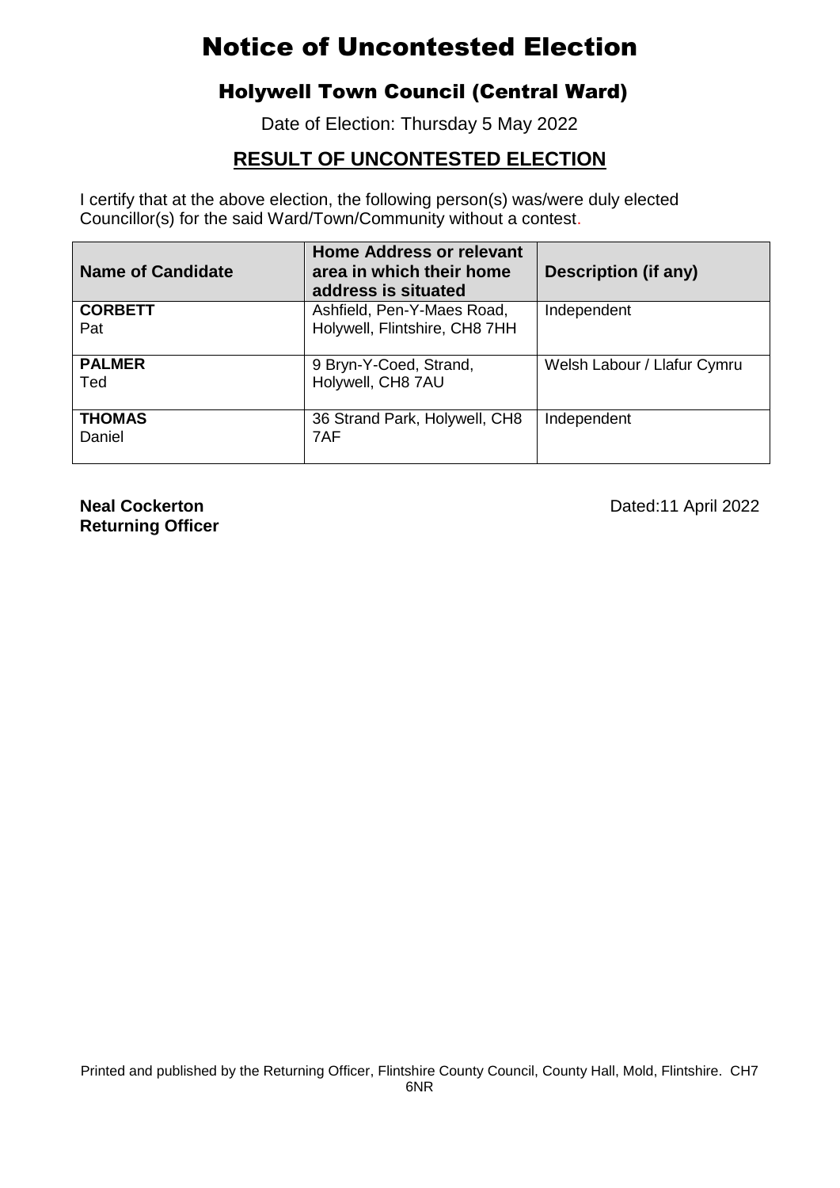# Notice of Uncontested Election

## Holywell Town Council (Central Ward)

Date of Election: Thursday 5 May 2022

### RESULT OF UNCONTESTED ELECTION

I certify that at the above election, the following person(s) was/were duly elected Councillor(s) for the said Ward/Town/Community without a contest.

| Name of Candidate | Home Address or relevant area in which their home address is situated | Description (if any) |
|---|---|---|
| **CORBETT** Pat | Ashfield, Pen-Y-Maes Road, Holywell, Flintshire, CH8 7HH | Independent |
| **PALMER** Ted | 9 Bryn-Y-Coed, Strand, Holywell, CH8 7AU | Welsh Labour / Llafur Cymru |
| **THOMAS** Daniel | 36 Strand Park, Holywell, CH8 7AF | Independent |

**Neal Cockerton**
**Returning Officer**

Dated:11 April 2022

Printed and published by the Returning Officer, Flintshire County Council, County Hall, Mold, Flintshire. CH7 6NR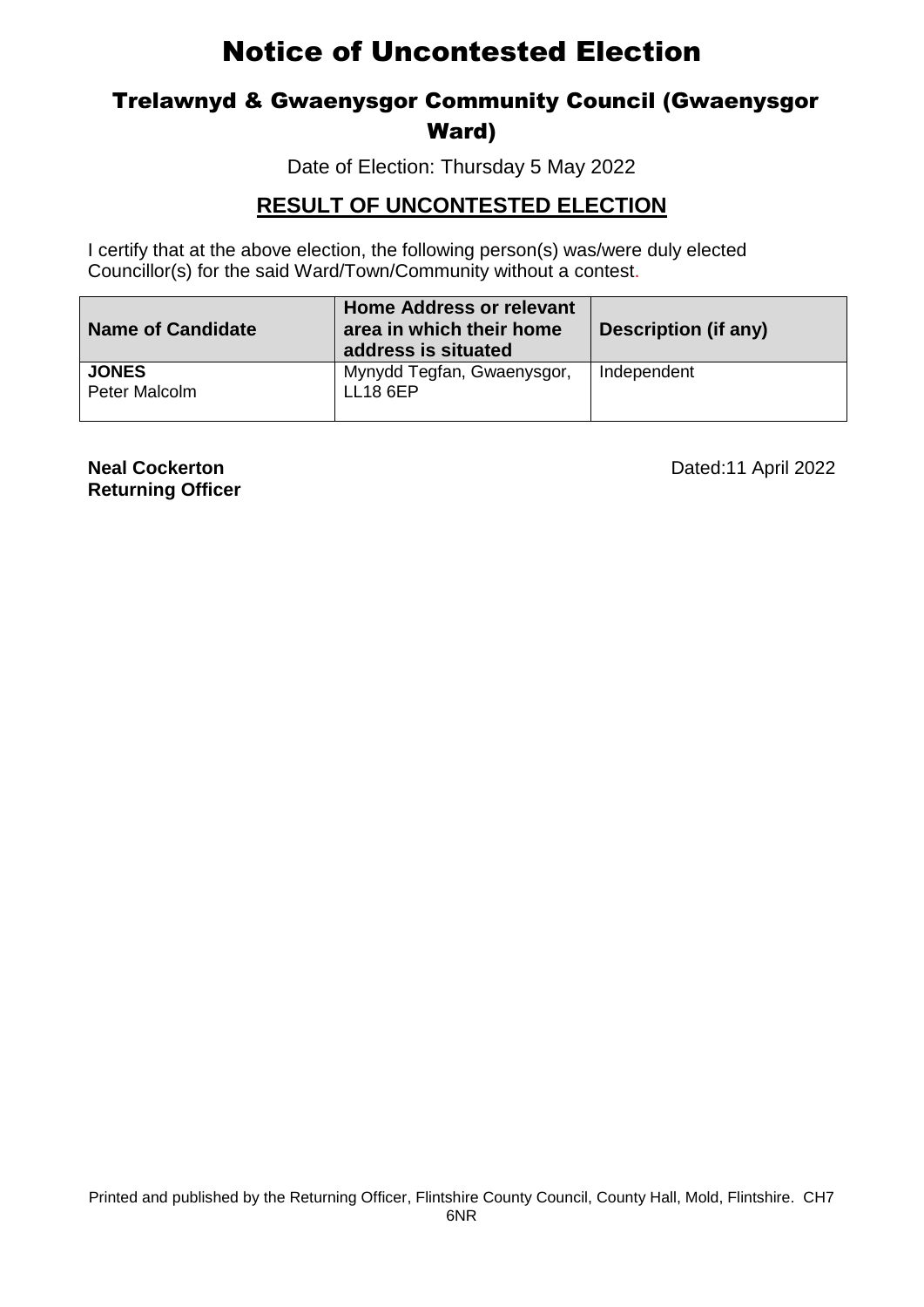# Notice of Uncontested Election

## Trelawnyd & Gwaenysgor Community Council (Gwaenysgor Ward)

Date of Election: Thursday 5 May 2022

### RESULT OF UNCONTESTED ELECTION

I certify that at the above election, the following person(s) was/were duly elected Councillor(s) for the said Ward/Town/Community without a contest.

| Name of Candidate | Home Address or relevant area in which their home address is situated | Description (if any) |
|---|---|---|
| **JONES** Peter Malcolm | Mynydd Tegfan, Gwaenysgor, LL18 6EP | Independent |

**Neal Cockerton**
**Returning Officer**

Dated:11 April 2022

Printed and published by the Returning Officer, Flintshire County Council, County Hall, Mold, Flintshire. CH7 6NR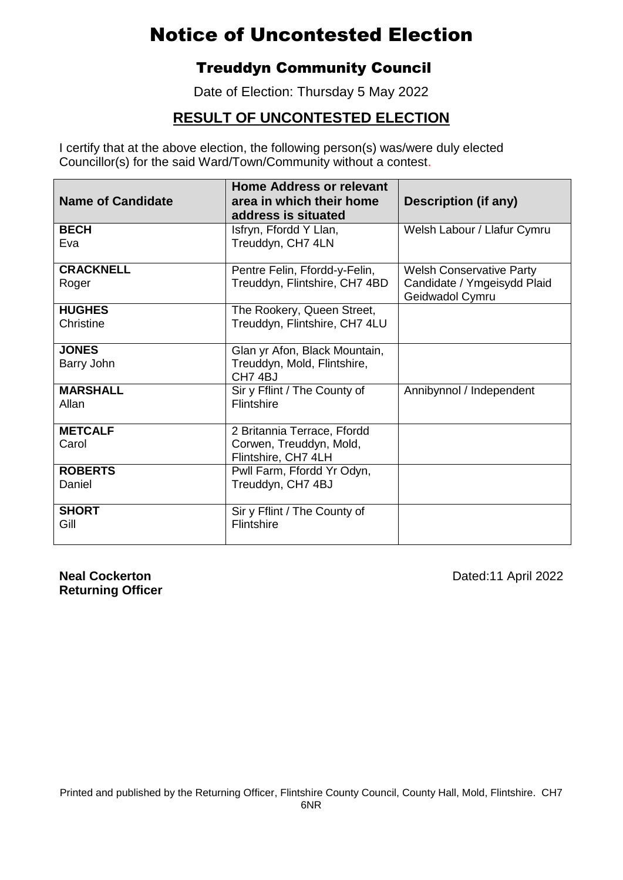# Notice of Uncontested Election

## Treuddyn Community Council

Date of Election: Thursday 5 May 2022

## RESULT OF UNCONTESTED ELECTION

I certify that at the above election, the following person(s) was/were duly elected Councillor(s) for the said Ward/Town/Community without a contest.

| Name of Candidate | Home Address or relevant area in which their home address is situated | Description (if any) |
|---|---|---|
| **BECH** Eva | Isfryn, Ffordd Y Llan, Treuddyn, CH7 4LN | Welsh Labour / Llafur Cymru |
| **CRACKNELL** Roger | Pentre Felin, Ffordd-y-Felin, Treuddyn, Flintshire, CH7 4BD | Welsh Conservative Party Candidate / Ymgeisydd Plaid Geidwadol Cymru |
| **HUGHES** Christine | The Rookery, Queen Street, Treuddyn, Flintshire, CH7 4LU | |
| **JONES** Barry John | Glan yr Afon, Black Mountain, Treuddyn, Mold, Flintshire, CH7 4BJ | |
| **MARSHALL** Allan | Sir y Fflint / The County of Flintshire | Annibynnol / Independent |
| **METCALF** Carol | 2 Britannia Terrace, Ffordd Corwen, Treuddyn, Mold, Flintshire, CH7 4LH | |
| **ROBERTS** Daniel | Pwll Farm, Ffordd Yr Odyn, Treuddyn, CH7 4BJ | |
| **SHORT** Gill | Sir y Fflint / The County of Flintshire | |

**Neal Cockerton**
**Returning Officer**

Dated:11 April 2022

Printed and published by the Returning Officer, Flintshire County Council, County Hall, Mold, Flintshire. CH7 6NR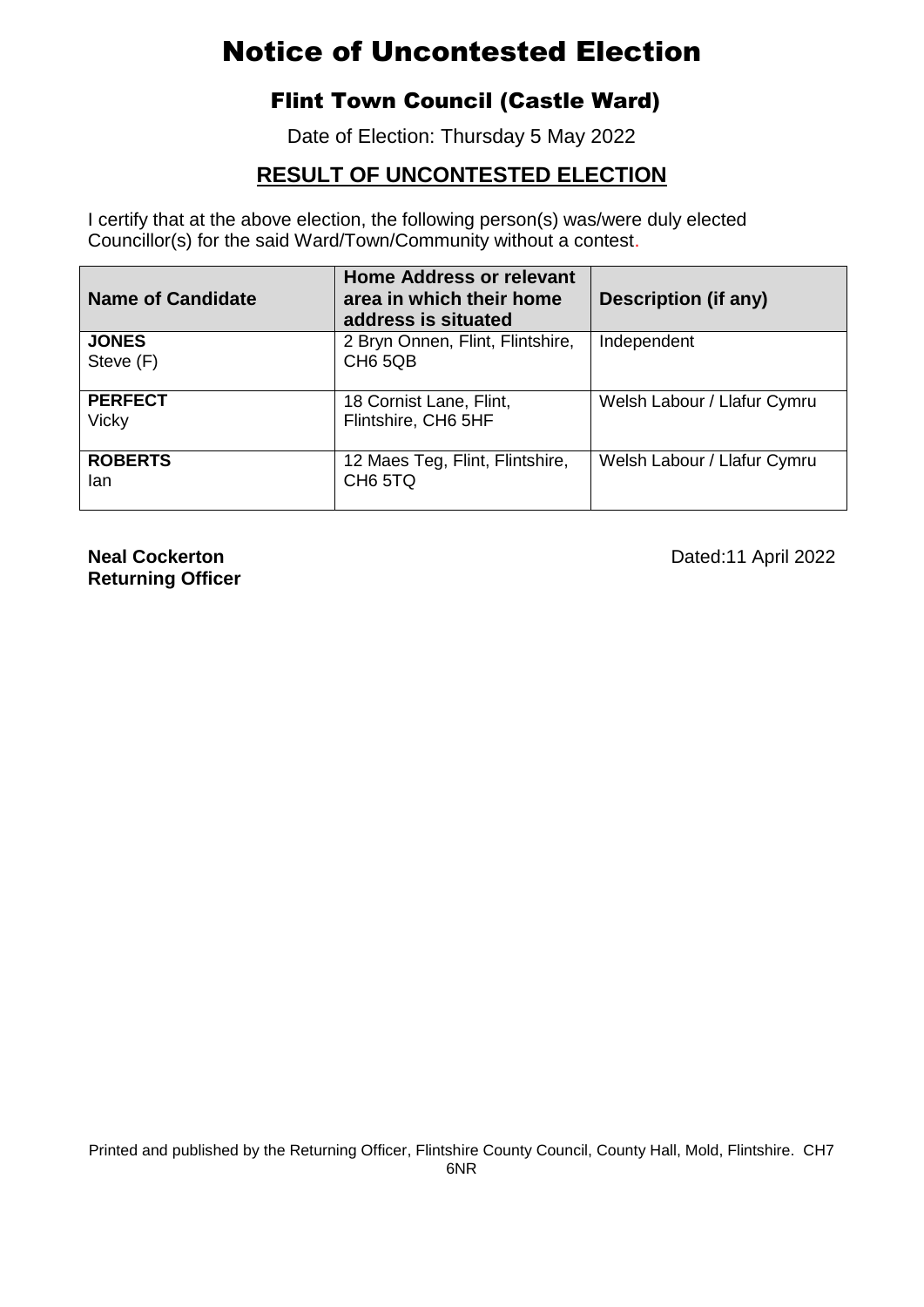# Notice of Uncontested Election

## Flint Town Council (Castle Ward)

Date of Election: Thursday 5 May 2022

## RESULT OF UNCONTESTED ELECTION

I certify that at the above election, the following person(s) was/were duly elected Councillor(s) for the said Ward/Town/Community without a contest.

| Name of Candidate | Home Address or relevant area in which their home address is situated | Description (if any) |
|---|---|---|
| **JONES** Steve (F) | 2 Bryn Onnen, Flint, Flintshire, CH6 5QB | Independent |
| **PERFECT** Vicky | 18 Cornist Lane, Flint, Flintshire, CH6 5HF | Welsh Labour / Llafur Cymru |
| **ROBERTS** Ian | 12 Maes Teg, Flint, Flintshire, CH6 5TQ | Welsh Labour / Llafur Cymru |

**Neal Cockerton**
**Returning Officer**

Dated:11 April 2022

Printed and published by the Returning Officer, Flintshire County Council, County Hall, Mold, Flintshire. CH7 6NR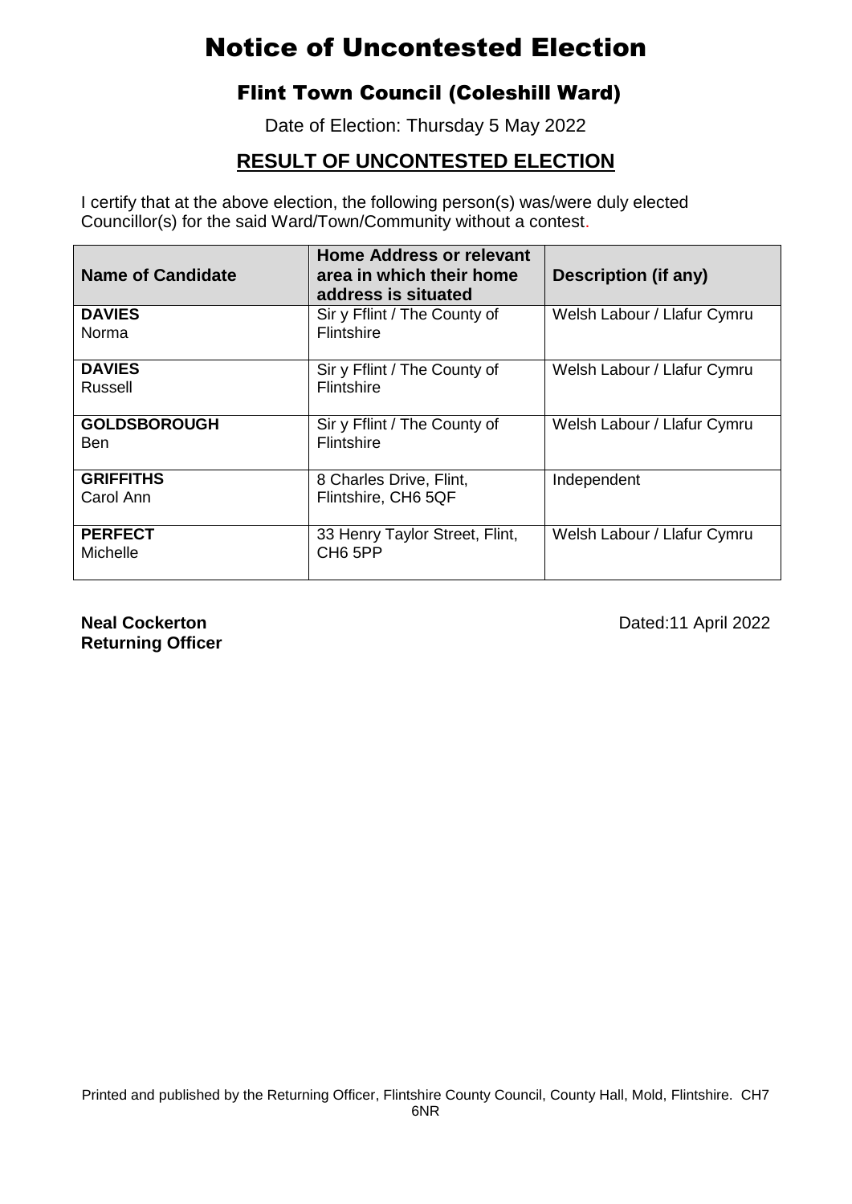# Notice of Uncontested Election

## Flint Town Council (Coleshill Ward)

Date of Election: Thursday 5 May 2022

### RESULT OF UNCONTESTED ELECTION

I certify that at the above election, the following person(s) was/were duly elected Councillor(s) for the said Ward/Town/Community without a contest.

| Name of Candidate | Home Address or relevant area in which their home address is situated | Description (if any) |
|---|---|---|
| **DAVIES** Norma | Sir y Fflint / The County of Flintshire | Welsh Labour / Llafur Cymru |
| **DAVIES** Russell | Sir y Fflint / The County of Flintshire | Welsh Labour / Llafur Cymru |
| **GOLDSBOROUGH** Ben | Sir y Fflint / The County of Flintshire | Welsh Labour / Llafur Cymru |
| **GRIFFITHS** Carol Ann | 8 Charles Drive, Flint, Flintshire, CH6 5QF | Independent |
| **PERFECT** Michelle | 33 Henry Taylor Street, Flint, CH6 5PP | Welsh Labour / Llafur Cymru |

**Neal Cockerton**
**Returning Officer**

Dated:11 April 2022

Printed and published by the Returning Officer, Flintshire County Council, County Hall, Mold, Flintshire. CH7 6NR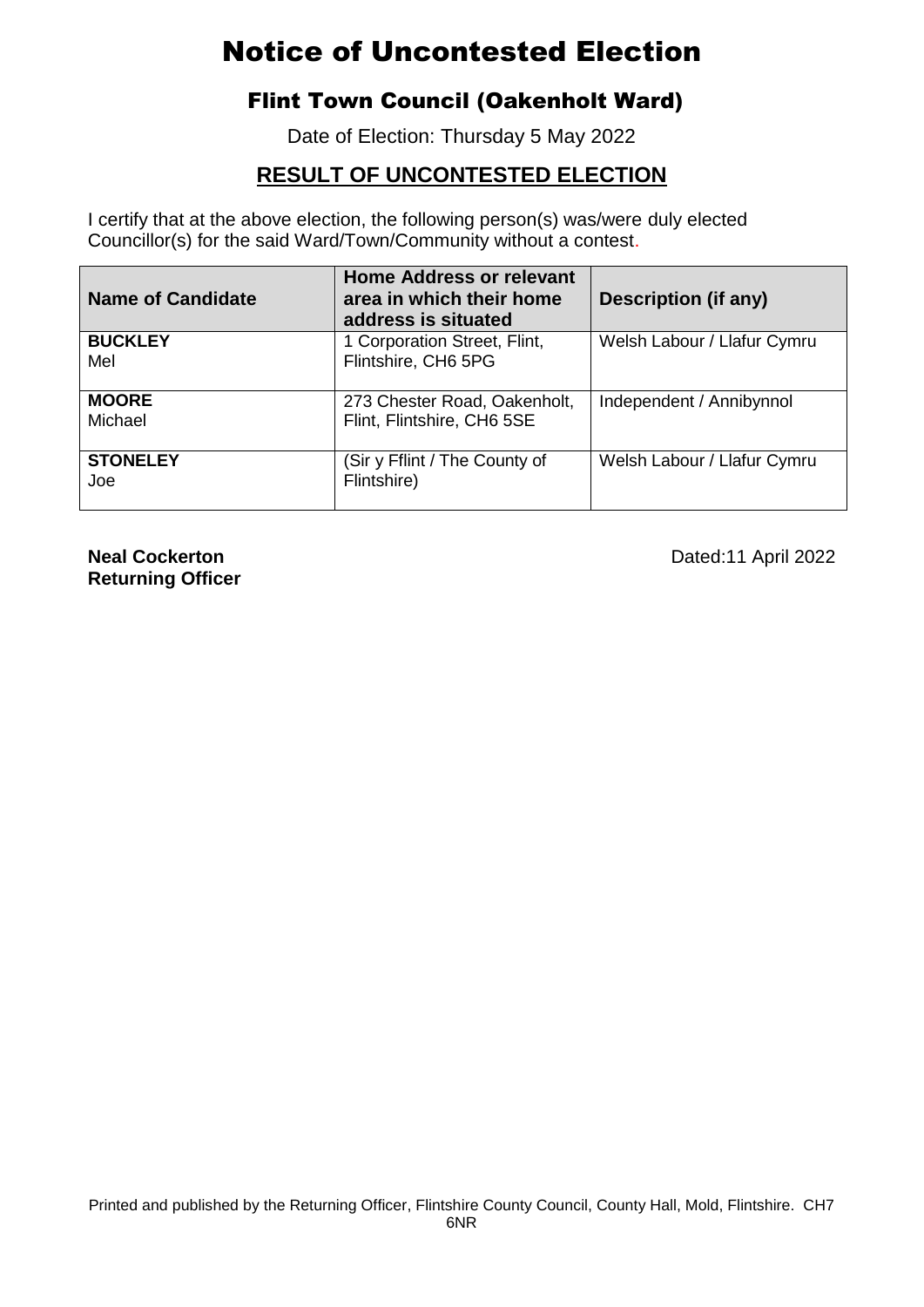# Notice of Uncontested Election

## Flint Town Council (Oakenholt Ward)

Date of Election: Thursday 5 May 2022

### RESULT OF UNCONTESTED ELECTION

I certify that at the above election, the following person(s) was/were duly elected Councillor(s) for the said Ward/Town/Community without a contest.

| Name of Candidate | Home Address or relevant area in which their home address is situated | Description (if any) |
|---|---|---|
| **BUCKLEY** Mel | 1 Corporation Street, Flint, Flintshire, CH6 5PG | Welsh Labour / Llafur Cymru |
| **MOORE** Michael | 273 Chester Road, Oakenholt, Flint, Flintshire, CH6 5SE | Independent / Annibynnol |
| **STONELEY** Joe | (Sir y Fflint / The County of Flintshire) | Welsh Labour / Llafur Cymru |

**Neal Cockerton**
**Returning Officer**

Dated:11 April 2022

Printed and published by the Returning Officer, Flintshire County Council, County Hall, Mold, Flintshire. CH7 6NR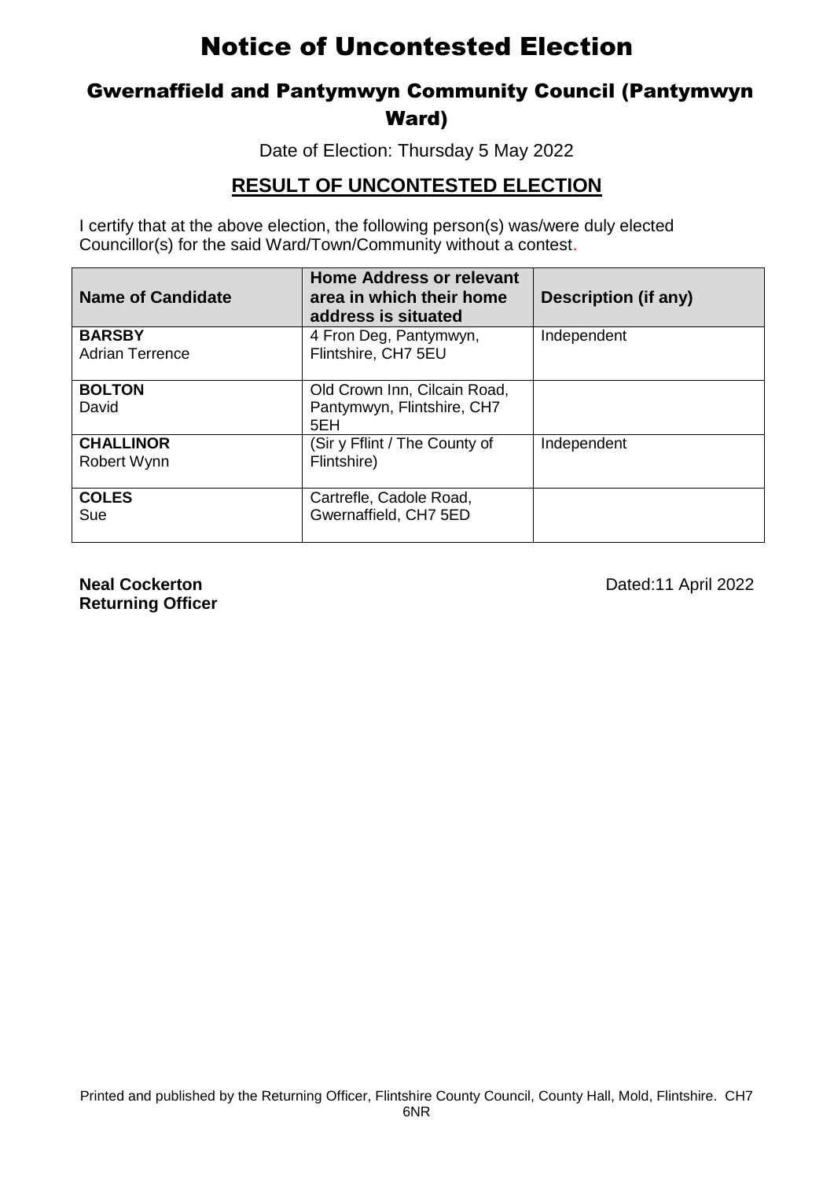# Notice of Uncontested Election

## Gwernaffield and Pantymwyn Community Council (Pantymwyn Ward)

Date of Election: Thursday 5 May 2022

## RESULT OF UNCONTESTED ELECTION

I certify that at the above election, the following person(s) was/were duly elected Councillor(s) for the said Ward/Town/Community without a contest.

| Name of Candidate | Home Address or relevant area in which their home address is situated | Description (if any) |
|---|---|---|
| **BARSBY** Adrian Terrence | 4 Fron Deg, Pantymwyn, Flintshire, CH7 5EU | Independent |
| **BOLTON** David | Old Crown Inn, Cilcain Road, Pantymwyn, Flintshire, CH7 5EH | |
| **CHALLINOR** Robert Wynn | (Sir y Fflint / The County of Flintshire) | Independent |
| **COLES** Sue | Cartrefle, Cadole Road, Gwernaffield, CH7 5ED | |

**Neal Cockerton**
**Returning Officer**

Dated:11 April 2022

Printed and published by the Returning Officer, Flintshire County Council, County Hall, Mold, Flintshire. CH7 6NR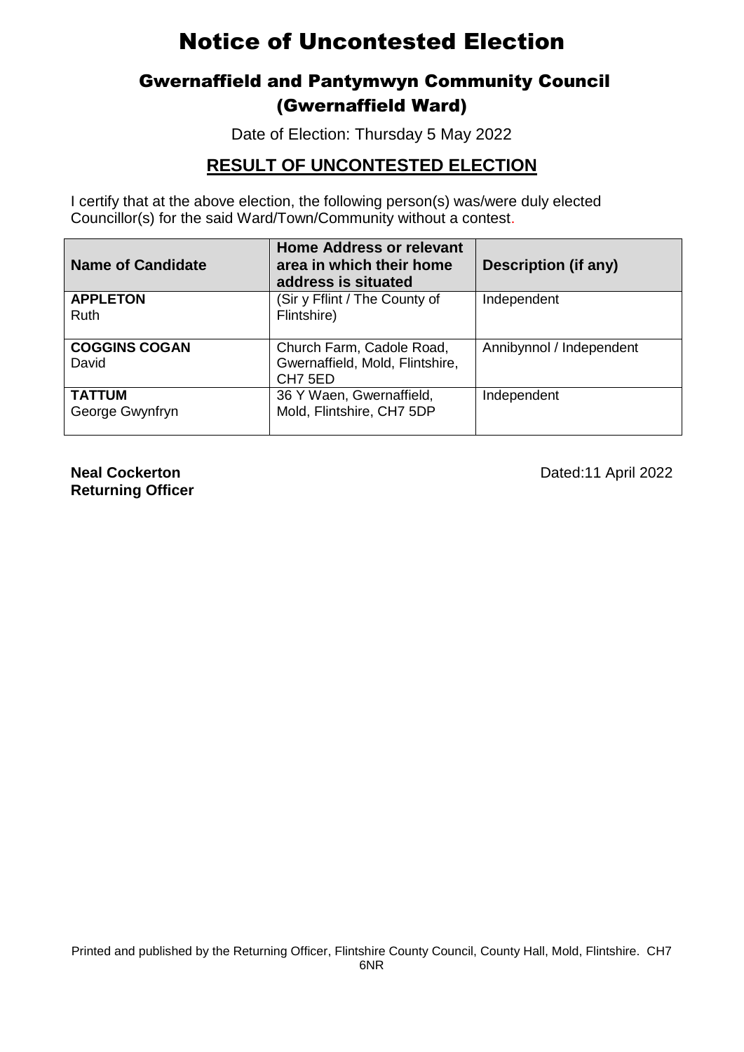# Notice of Uncontested Election

## Gwernaffield and Pantymwyn Community Council (Gwernaffield Ward)

Date of Election: Thursday 5 May 2022

### **RESULT OF UNCONTESTED ELECTION**

I certify that at the above election, the following person(s) was/were duly elected Councillor(s) for the said Ward/Town/Community without a contest.

| Name of Candidate | Home Address or relevant area in which their home address is situated | Description (if any) |
|---|---|---|
| **APPLETON** Ruth | (Sir y Fflint / The County of Flintshire) | Independent |
| **COGGINS COGAN** David | Church Farm, Cadole Road, Gwernaffield, Mold, Flintshire, CH7 5ED | Annibynnol / Independent |
| **TATTUM** George Gwynfryn | 36 Y Waen, Gwernaffield, Mold, Flintshire, CH7 5DP | Independent |

**Neal Cockerton**
**Returning Officer**

Dated:11 April 2022

Printed and published by the Returning Officer, Flintshire County Council, County Hall, Mold, Flintshire. CH7 6NR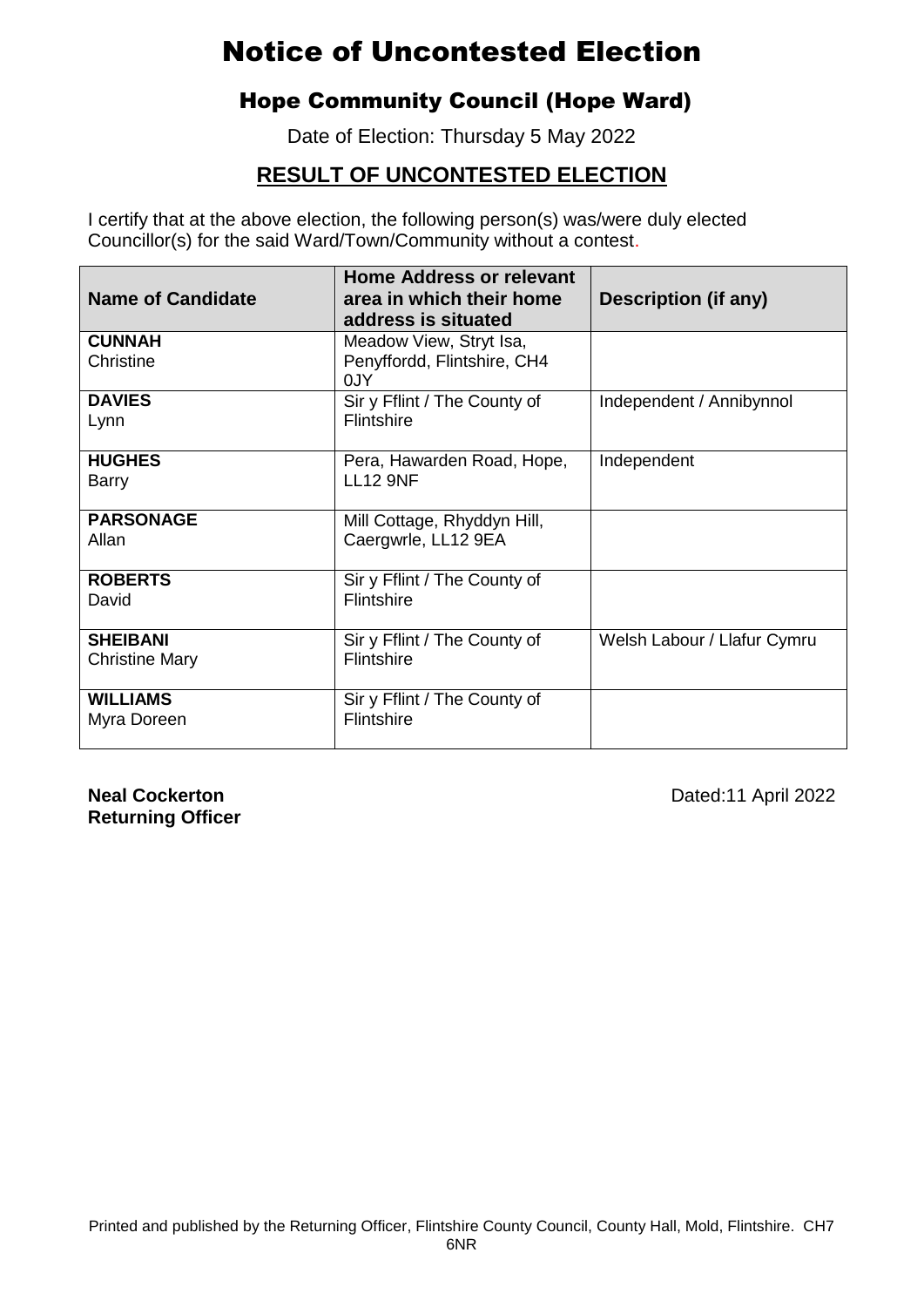# Notice of Uncontested Election

## Hope Community Council (Hope Ward)

Date of Election: Thursday 5 May 2022

### RESULT OF UNCONTESTED ELECTION

I certify that at the above election, the following person(s) was/were duly elected Councillor(s) for the said Ward/Town/Community without a contest.

| Name of Candidate | Home Address or relevant area in which their home address is situated | Description (if any) |
|---|---|---|
| **CUNNAH** Christine | Meadow View, Stryt Isa, Penyffordd, Flintshire, CH4 0JY | |
| **DAVIES** Lynn | Sir y Fflint / The County of Flintshire | Independent / Annibynnol |
| **HUGHES** Barry | Pera, Hawarden Road, Hope, LL12 9NF | Independent |
| **PARSONAGE** Allan | Mill Cottage, Rhyddyn Hill, Caergwrle, LL12 9EA | |
| **ROBERTS** David | Sir y Fflint / The County of Flintshire | |
| **SHEIBANI** Christine Mary | Sir y Fflint / The County of Flintshire | Welsh Labour / Llafur Cymru |
| **WILLIAMS** Myra Doreen | Sir y Fflint / The County of Flintshire | |

**Neal Cockerton**
**Returning Officer**

Dated:11 April 2022

Printed and published by the Returning Officer, Flintshire County Council, County Hall, Mold, Flintshire. CH7 6NR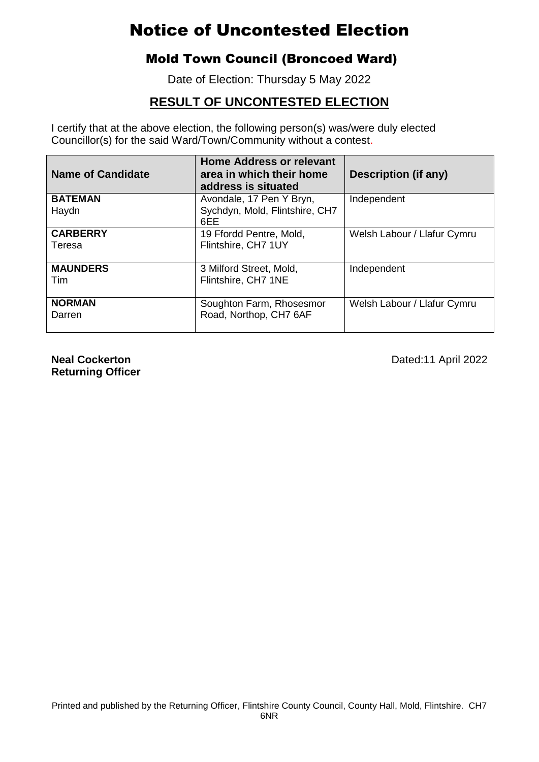# Notice of Uncontested Election

## Mold Town Council (Broncoed Ward)

Date of Election: Thursday 5 May 2022

### RESULT OF UNCONTESTED ELECTION

I certify that at the above election, the following person(s) was/were duly elected Councillor(s) for the said Ward/Town/Community without a contest.

| Name of Candidate | Home Address or relevant area in which their home address is situated | Description (if any) |
|---|---|---|
| **BATEMAN** Haydn | Avondale, 17 Pen Y Bryn, Sychdyn, Mold, Flintshire, CH7 6EE | Independent |
| **CARBERRY** Teresa | 19 Ffordd Pentre, Mold, Flintshire, CH7 1UY | Welsh Labour / Llafur Cymru |
| **MAUNDERS** Tim | 3 Milford Street, Mold, Flintshire, CH7 1NE | Independent |
| **NORMAN** Darren | Soughton Farm, Rhosesmor Road, Northop, CH7 6AF | Welsh Labour / Llafur Cymru |

**Neal Cockerton**
**Returning Officer**

Dated:11 April 2022

Printed and published by the Returning Officer, Flintshire County Council, County Hall, Mold, Flintshire. CH7 6NR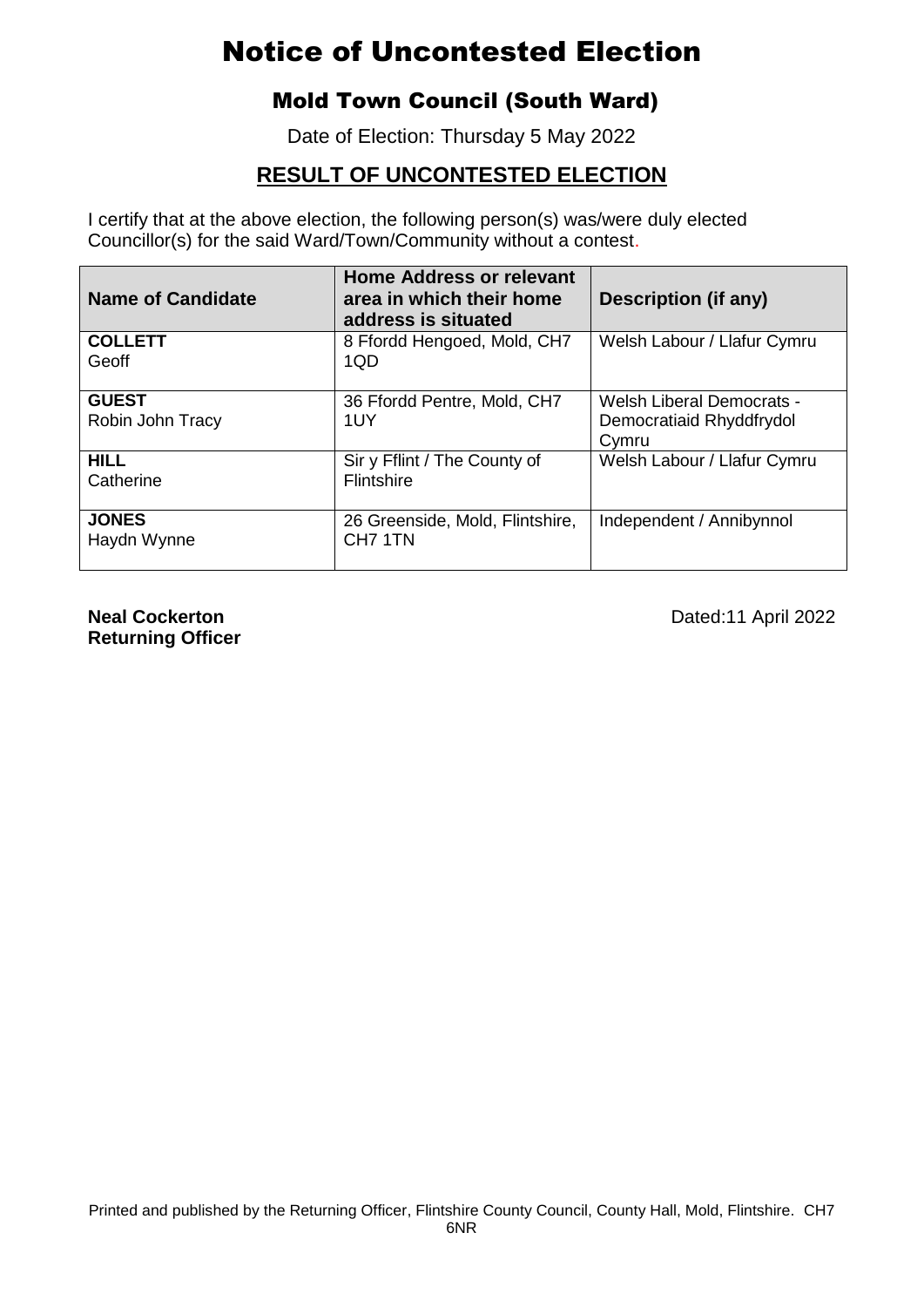# Notice of Uncontested Election

## Mold Town Council (South Ward)

Date of Election: Thursday 5 May 2022

### RESULT OF UNCONTESTED ELECTION

I certify that at the above election, the following person(s) was/were duly elected Councillor(s) for the said Ward/Town/Community without a contest.

| Name of Candidate | Home Address or relevant area in which their home address is situated | Description (if any) |
|---|---|---|
| **COLLETT** Geoff | 8 Ffordd Hengoed, Mold, CH7 1QD | Welsh Labour / Llafur Cymru |
| **GUEST** Robin John Tracy | 36 Ffordd Pentre, Mold, CH7 1UY | Welsh Liberal Democrats - Democratiaid Rhyddfrydol Cymru |
| **HILL** Catherine | Sir y Fflint / The County of Flintshire | Welsh Labour / Llafur Cymru |
| **JONES** Haydn Wynne | 26 Greenside, Mold, Flintshire, CH7 1TN | Independent / Annibynnol |

**Neal Cockerton**
**Returning Officer**

Dated:11 April 2022

Printed and published by the Returning Officer, Flintshire County Council, County Hall, Mold, Flintshire. CH7 6NR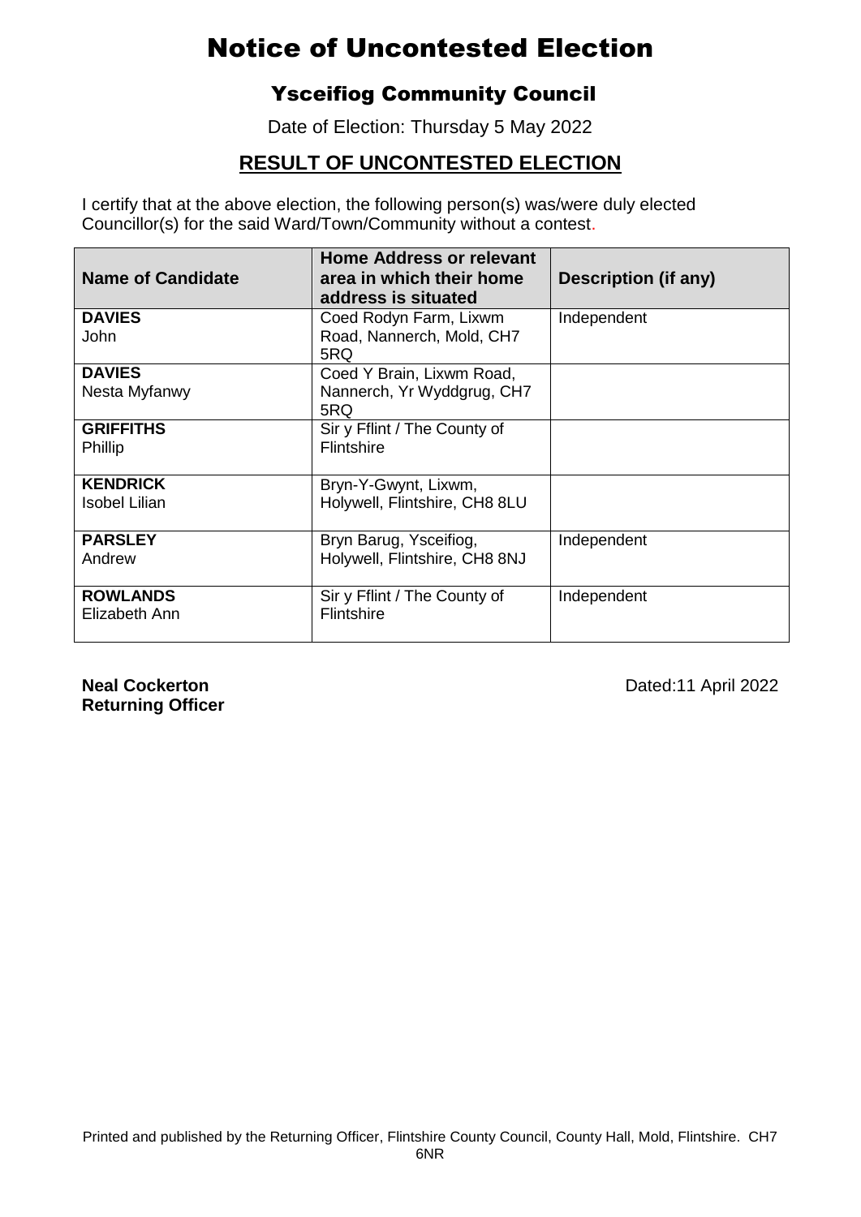# Notice of Uncontested Election

## Ysceifiog Community Council

Date of Election: Thursday 5 May 2022

## RESULT OF UNCONTESTED ELECTION

I certify that at the above election, the following person(s) was/were duly elected Councillor(s) for the said Ward/Town/Community without a contest.

| Name of Candidate | Home Address or relevant area in which their home address is situated | Description (if any) |
|---|---|---|
| **DAVIES** John | Coed Rodyn Farm, Lixwm Road, Nannerch, Mold, CH7 5RQ | Independent |
| **DAVIES** Nesta Myfanwy | Coed Y Brain, Lixwm Road, Nannerch, Yr Wyddgrug, CH7 5RQ | |
| **GRIFFITHS** Phillip | Sir y Fflint / The County of Flintshire | |
| **KENDRICK** Isobel Lilian | Bryn-Y-Gwynt, Lixwm, Holywell, Flintshire, CH8 8LU | |
| **PARSLEY** Andrew | Bryn Barug, Ysceifiog, Holywell, Flintshire, CH8 8NJ | Independent |
| **ROWLANDS** Elizabeth Ann | Sir y Fflint / The County of Flintshire | Independent |

**Neal Cockerton**
**Returning Officer**

Dated:11 April 2022

Printed and published by the Returning Officer, Flintshire County Council, County Hall, Mold, Flintshire. CH7 6NR